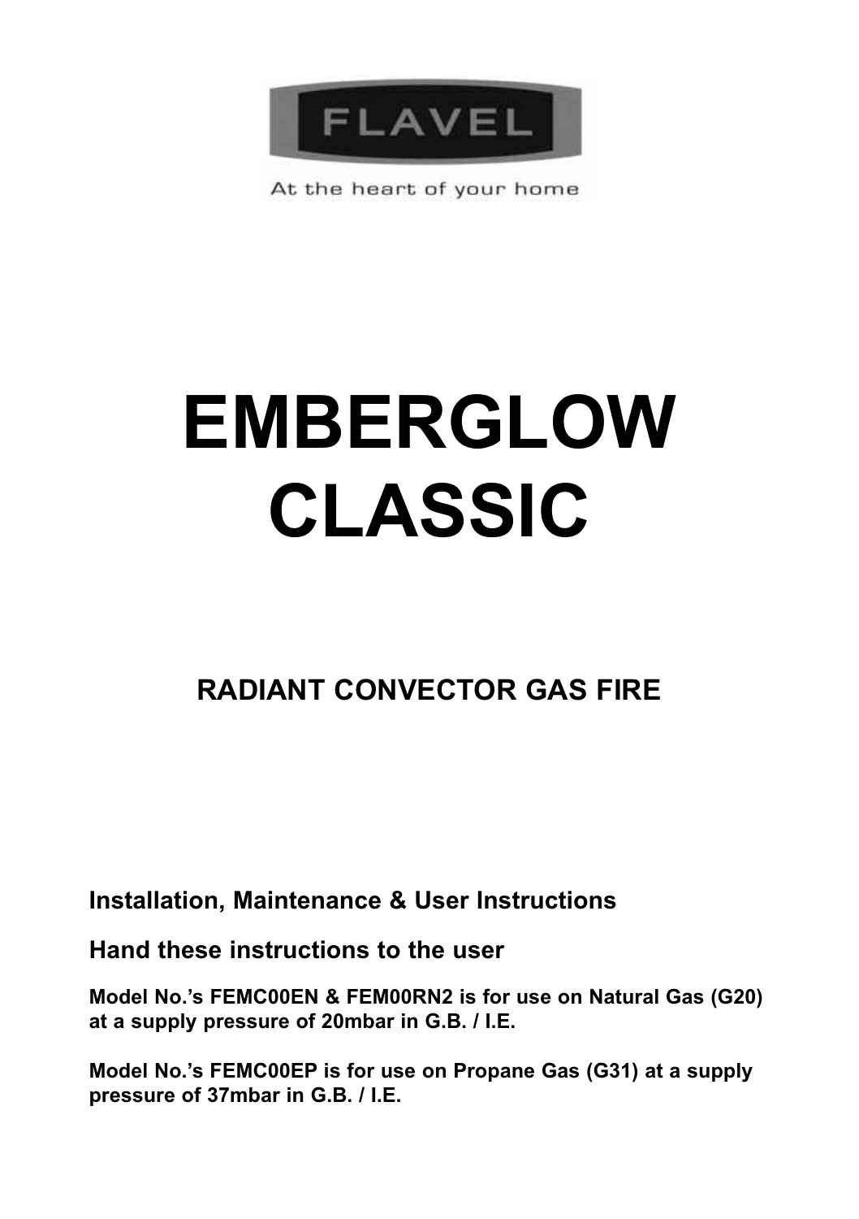FLAVEL

At the heart of your home

# EMBERGLOW CLASSIC

## RADIANT CONVECTOR GAS FIRE

**Installation, Maintenance & User Instructions**

**Hand these instructions to the user**

**Model No.'s FEMC00EN & FEM00RN2 is for use on Natural Gas (G20) at a supply pressure of 20mbar in G.B. / I.E.**

**Model No.'s FEMC00EP is for use on Propane Gas (G31) at a supply pressure of 37mbar in G.B. / I.E.**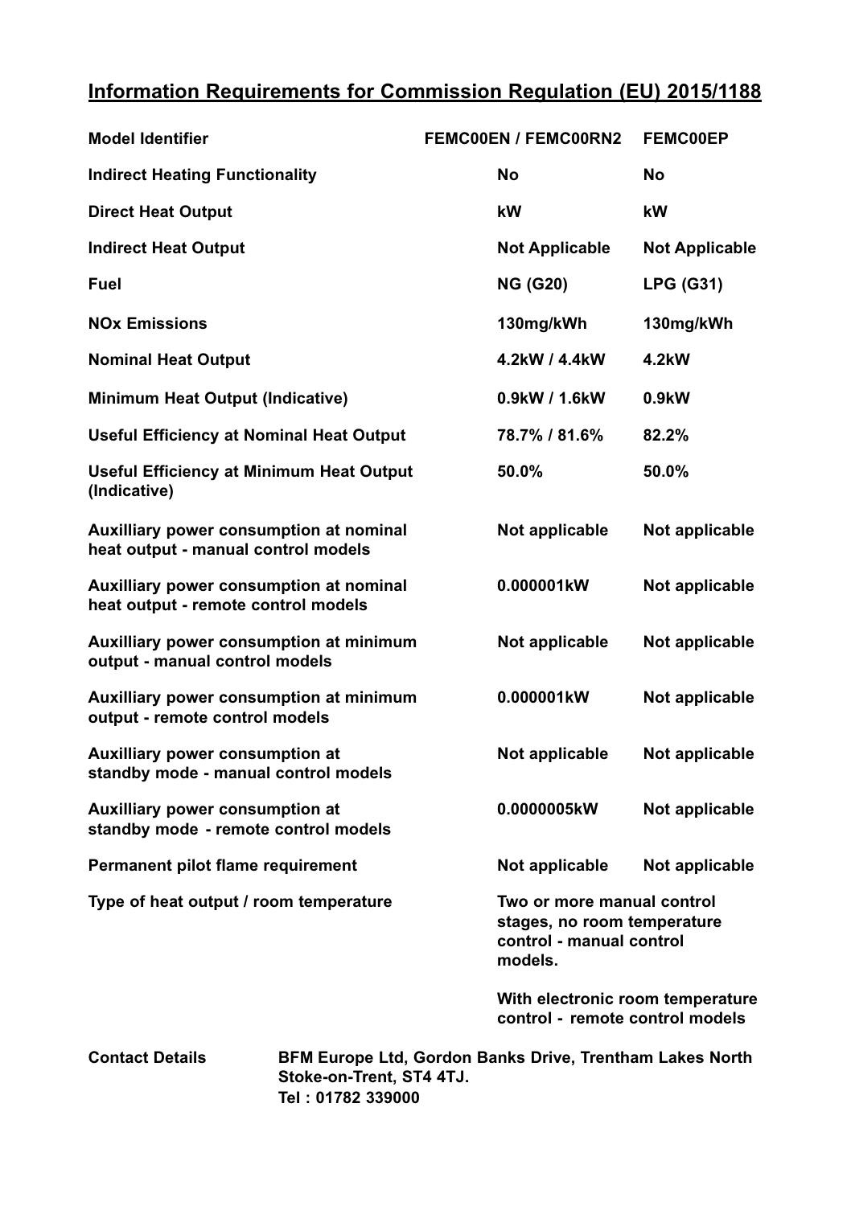# Information Requirements for Commission Regulation (EU) 2015/1188

| Model Identifier | FEMC00EN / FEMC00RN2 | FEMC00EP |
|---|---|---|
| Indirect Heating Functionality | No | No |
| Direct Heat Output | kW | kW |
| Indirect Heat Output | Not Applicable | Not Applicable |
| Fuel | NG (G20) | LPG (G31) |
| NOx Emissions | 130mg/kWh | 130mg/kWh |
| Nominal Heat Output | 4.2kW / 4.4kW | 4.2kW |
| Minimum Heat Output (Indicative) | 0.9kW / 1.6kW | 0.9kW |
| Useful Efficiency at Nominal Heat Output | 78.7% / 81.6% | 82.2% |
| Useful Efficiency at Minimum Heat Output (Indicative) | 50.0% | 50.0% |
| Auxilliary power consumption at nominal heat output - manual control models | Not applicable | Not applicable |
| Auxilliary power consumption at nominal heat output - remote control models | 0.000001kW | Not applicable |
| Auxilliary power consumption at minimum output - manual control models | Not applicable | Not applicable |
| Auxilliary power consumption at minimum output - remote control models | 0.000001kW | Not applicable |
| Auxilliary power consumption at standby mode - manual control models | Not applicable | Not applicable |
| Auxilliary power consumption at standby mode - remote control models | 0.0000005kW | Not applicable |
| Permanent pilot flame requirement | Not applicable | Not applicable |
| Type of heat output / room temperature | Two or more manual control stages, no room temperature control - manual control models. With electronic room temperature control - remote control models | |

**Contact Details** BFM Europe Ltd, Gordon Banks Drive, Trentham Lakes North Stoke-on-Trent, ST4 4TJ.
Tel : 01782 339000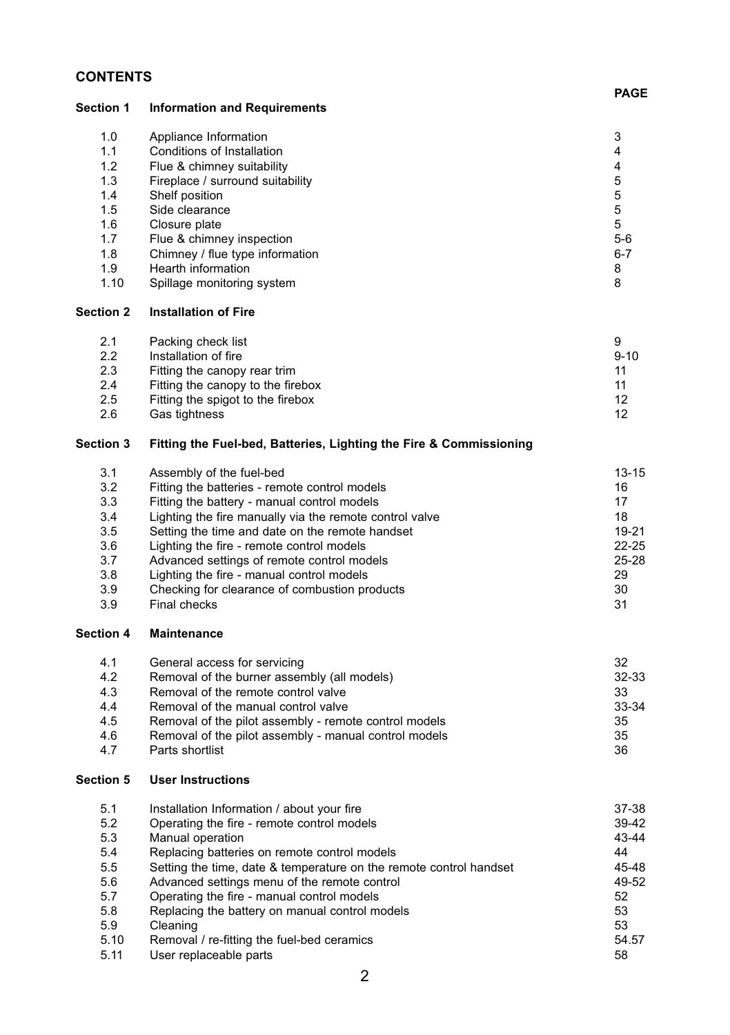## CONTENTS

| | | PAGE |
|---|---|---|
| **Section 1** | **Information and Requirements** | |
| 1.0 | Appliance Information | 3 |
| 1.1 | Conditions of Installation | 4 |
| 1.2 | Flue & chimney suitability | 4 |
| 1.3 | Fireplace / surround suitability | 5 |
| 1.4 | Shelf position | 5 |
| 1.5 | Side clearance | 5 |
| 1.6 | Closure plate | 5 |
| 1.7 | Flue & chimney inspection | 5-6 |
| 1.8 | Chimney / flue type information | 6-7 |
| 1.9 | Hearth information | 8 |
| 1.10 | Spillage monitoring system | 8 |
| **Section 2** | **Installation of Fire** | |
| 2.1 | Packing check list | 9 |
| 2.2 | Installation of fire | 9-10 |
| 2.3 | Fitting the canopy rear trim | 11 |
| 2.4 | Fitting the canopy to the firebox | 11 |
| 2.5 | Fitting the spigot to the firebox | 12 |
| 2.6 | Gas tightness | 12 |
| **Section 3** | **Fitting the Fuel-bed, Batteries, Lighting the Fire & Commissioning** | |
| 3.1 | Assembly of the fuel-bed | 13-15 |
| 3.2 | Fitting the batteries - remote control models | 16 |
| 3.3 | Fitting the battery - manual control models | 17 |
| 3.4 | Lighting the fire manually via the remote control valve | 18 |
| 3.5 | Setting the time and date on the remote handset | 19-21 |
| 3.6 | Lighting the fire - remote control models | 22-25 |
| 3.7 | Advanced settings of remote control models | 25-28 |
| 3.8 | Lighting the fire - manual control models | 29 |
| 3.9 | Checking for clearance of combustion products | 30 |
| 3.9 | Final checks | 31 |
| **Section 4** | **Maintenance** | |
| 4.1 | General access for servicing | 32 |
| 4.2 | Removal of the burner assembly (all models) | 32-33 |
| 4.3 | Removal of the remote control valve | 33 |
| 4.4 | Removal of the manual control valve | 33-34 |
| 4.5 | Removal of the pilot assembly - remote control models | 35 |
| 4.6 | Removal of the pilot assembly - manual control models | 35 |
| 4.7 | Parts shortlist | 36 |
| **Section 5** | **User Instructions** | |
| 5.1 | Installation Information / about your fire | 37-38 |
| 5.2 | Operating the fire - remote control models | 39-42 |
| 5.3 | Manual operation | 43-44 |
| 5.4 | Replacing batteries on remote control models | 44 |
| 5.5 | Setting the time, date & temperature on the remote control handset | 45-48 |
| 5.6 | Advanced settings menu of the remote control | 49-52 |
| 5.7 | Operating the fire - manual control models | 52 |
| 5.8 | Replacing the battery on manual control models | 53 |
| 5.9 | Cleaning | 53 |
| 5.10 | Removal / re-fitting the fuel-bed ceramics | 54.57 |
| 5.11 | User replaceable parts | 58 |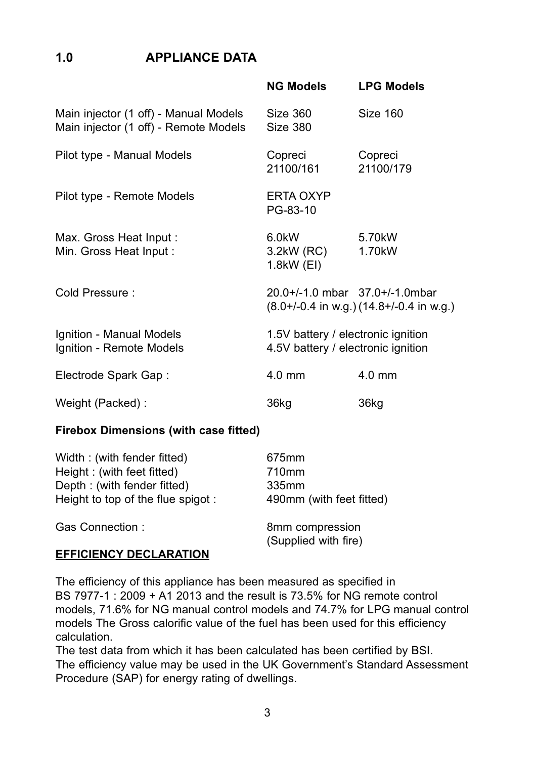# 1.0 APPLIANCE DATA

| | NG Models | LPG Models |
|---|---|---|
| Main injector (1 off) - Manual Models | Size 360 | Size 160 |
| Main injector (1 off) - Remote Models | Size 380 | |
| Pilot type - Manual Models | Copreci 21100/161 | Copreci 21100/179 |
| Pilot type - Remote Models | ERTA OXYP PG-83-10 | |
| Max. Gross Heat Input : | 6.0kW | 5.70kW |
| Min. Gross Heat Input : | 3.2kW (RC) 1.8kW (EI) | 1.70kW |
| Cold Pressure : | 20.0+/-1.0 mbar (8.0+/-0.4 in w.g.) | 37.0+/-1.0mbar (14.8+/-0.4 in w.g.) |
| Ignition - Manual Models | 1.5V battery / electronic ignition | |
| Ignition - Remote Models | 4.5V battery / electronic ignition | |
| Electrode Spark Gap : | 4.0 mm | 4.0 mm |
| Weight (Packed) : | 36kg | 36kg |

**Firebox Dimensions (with case fitted)**

| | |
|---|---|
| Width : (with fender fitted) | 675mm |
| Height : (with feet fitted) | 710mm |
| Depth : (with fender fitted) | 335mm |
| Height to top of the flue spigot : | 490mm (with feet fitted) |
| Gas Connection : | 8mm compression (Supplied with fire) |

**EFFICIENCY DECLARATION**

The efficiency of this appliance has been measured as specified in BS 7977-1 : 2009 + A1 2013 and the result is 73.5% for NG remote control models, 71.6% for NG manual control models and 74.7% for LPG manual control models The Gross calorific value of the fuel has been used for this efficiency calculation.

The test data from which it has been calculated has been certified by BSI.

The efficiency value may be used in the UK Government's Standard Assessment Procedure (SAP) for energy rating of dwellings.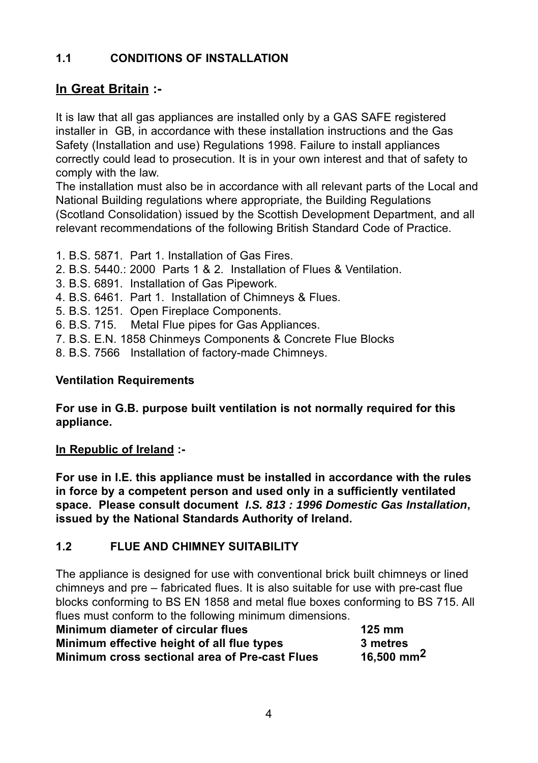## 1.1 CONDITIONS OF INSTALLATION

### In Great Britain :-

It is law that all gas appliances are installed only by a GAS SAFE registered installer in GB, in accordance with these installation instructions and the Gas Safety (Installation and use) Regulations 1998. Failure to install appliances correctly could lead to prosecution. It is in your own interest and that of safety to comply with the law.

The installation must also be in accordance with all relevant parts of the Local and National Building regulations where appropriate, the Building Regulations (Scotland Consolidation) issued by the Scottish Development Department, and all relevant recommendations of the following British Standard Code of Practice.

1. B.S. 5871. Part 1. Installation of Gas Fires.
2. B.S. 5440.: 2000 Parts 1 & 2. Installation of Flues & Ventilation.
3. B.S. 6891. Installation of Gas Pipework.
4. B.S. 6461. Part 1. Installation of Chimneys & Flues.
5. B.S. 1251. Open Fireplace Components.
6. B.S. 715. Metal Flue pipes for Gas Appliances.
7. B.S. E.N. 1858 Chinmeys Components & Concrete Flue Blocks
8. B.S. 7566 Installation of factory-made Chimneys.

**Ventilation Requirements**

**For use in G.B. purpose built ventilation is not normally required for this appliance.**

**In Republic of Ireland :-**

**For use in I.E. this appliance must be installed in accordance with the rules in force by a competent person and used only in a sufficiently ventilated space. Please consult document *I.S. 813 : 1996 Domestic Gas Installation*, issued by the National Standards Authority of Ireland.**

## 1.2 FLUE AND CHIMNEY SUITABILITY

The appliance is designed for use with conventional brick built chimneys or lined chimneys and pre – fabricated flues. It is also suitable for use with pre-cast flue blocks conforming to BS EN 1858 and metal flue boxes conforming to BS 715. All flues must conform to the following minimum dimensions.

| | |
|---|---|
| **Minimum diameter of circular flues** | **125 mm** |
| **Minimum effective height of all flue types** | **3 metres** |
| **Minimum cross sectional area of Pre-cast Flues** | **16,500 $mm^2$** |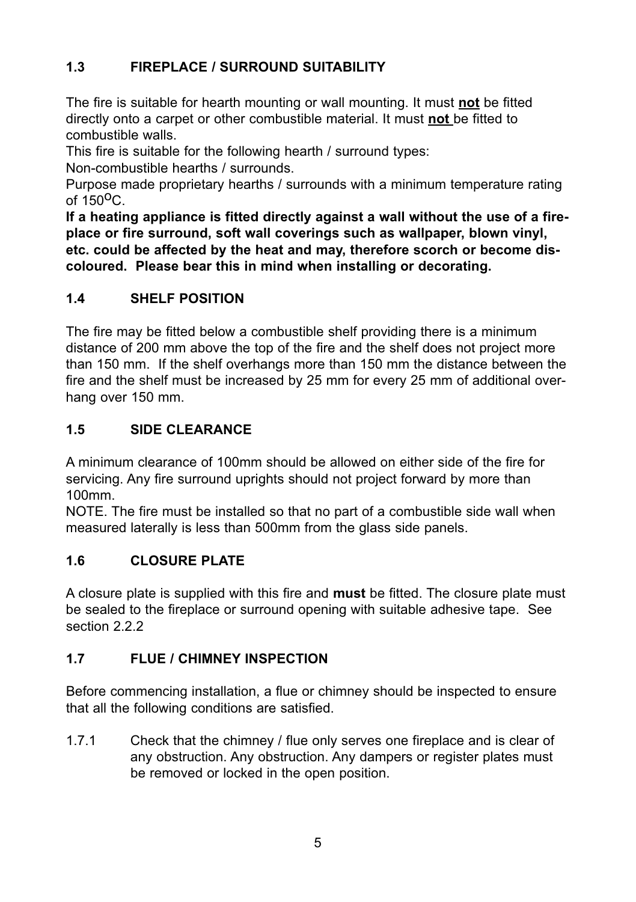## 1.3 FIREPLACE / SURROUND SUITABILITY

The fire is suitable for hearth mounting or wall mounting. It must **not** be fitted directly onto a carpet or other combustible material. It must **not** be fitted to combustible walls.

This fire is suitable for the following hearth / surround types:

Non-combustible hearths / surrounds.

Purpose made proprietary hearths / surrounds with a minimum temperature rating of 150$^{o}$C.

**If a heating appliance is fitted directly against a wall without the use of a fireplace or fire surround, soft wall coverings such as wallpaper, blown vinyl, etc. could be affected by the heat and may, therefore scorch or become discoloured. Please bear this in mind when installing or decorating.**

## 1.4 SHELF POSITION

The fire may be fitted below a combustible shelf providing there is a minimum distance of 200 mm above the top of the fire and the shelf does not project more than 150 mm. If the shelf overhangs more than 150 mm the distance between the fire and the shelf must be increased by 25 mm for every 25 mm of additional overhang over 150 mm.

## 1.5 SIDE CLEARANCE

A minimum clearance of 100mm should be allowed on either side of the fire for servicing. Any fire surround uprights should not project forward by more than 100mm.

NOTE. The fire must be installed so that no part of a combustible side wall when measured laterally is less than 500mm from the glass side panels.

## 1.6 CLOSURE PLATE

A closure plate is supplied with this fire and **must** be fitted. The closure plate must be sealed to the fireplace or surround opening with suitable adhesive tape. See section 2.2.2

## 1.7 FLUE / CHIMNEY INSPECTION

Before commencing installation, a flue or chimney should be inspected to ensure that all the following conditions are satisfied.

1.7.1 Check that the chimney / flue only serves one fireplace and is clear of any obstruction. Any obstruction. Any dampers or register plates must be removed or locked in the open position.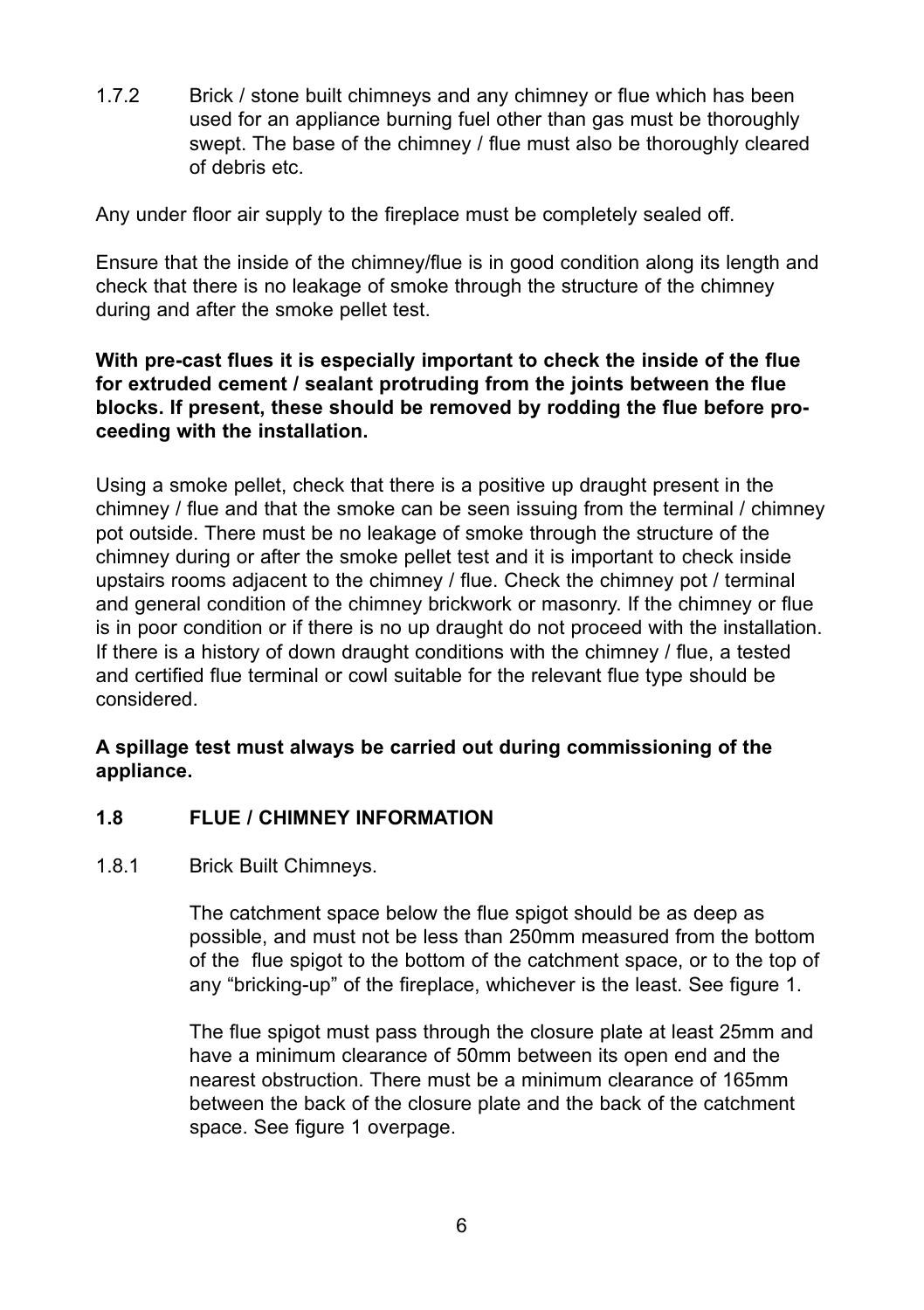1.7.2 Brick / stone built chimneys and any chimney or flue which has been used for an appliance burning fuel other than gas must be thoroughly swept. The base of the chimney / flue must also be thoroughly cleared of debris etc.

Any under floor air supply to the fireplace must be completely sealed off.

Ensure that the inside of the chimney/flue is in good condition along its length and check that there is no leakage of smoke through the structure of the chimney during and after the smoke pellet test.

**With pre-cast flues it is especially important to check the inside of the flue for extruded cement / sealant protruding from the joints between the flue blocks. If present, these should be removed by rodding the flue before proceeding with the installation.**

Using a smoke pellet, check that there is a positive up draught present in the chimney / flue and that the smoke can be seen issuing from the terminal / chimney pot outside. There must be no leakage of smoke through the structure of the chimney during or after the smoke pellet test and it is important to check inside upstairs rooms adjacent to the chimney / flue. Check the chimney pot / terminal and general condition of the chimney brickwork or masonry. If the chimney or flue is in poor condition or if there is no up draught do not proceed with the installation. If there is a history of down draught conditions with the chimney / flue, a tested and certified flue terminal or cowl suitable for the relevant flue type should be considered.

**A spillage test must always be carried out during commissioning of the appliance.**

## 1.8 FLUE / CHIMNEY INFORMATION

1.8.1 Brick Built Chimneys.

The catchment space below the flue spigot should be as deep as possible, and must not be less than 250mm measured from the bottom of the flue spigot to the bottom of the catchment space, or to the top of any "bricking-up" of the fireplace, whichever is the least. See figure 1.

The flue spigot must pass through the closure plate at least 25mm and have a minimum clearance of 50mm between its open end and the nearest obstruction. There must be a minimum clearance of 165mm between the back of the closure plate and the back of the catchment space. See figure 1 overpage.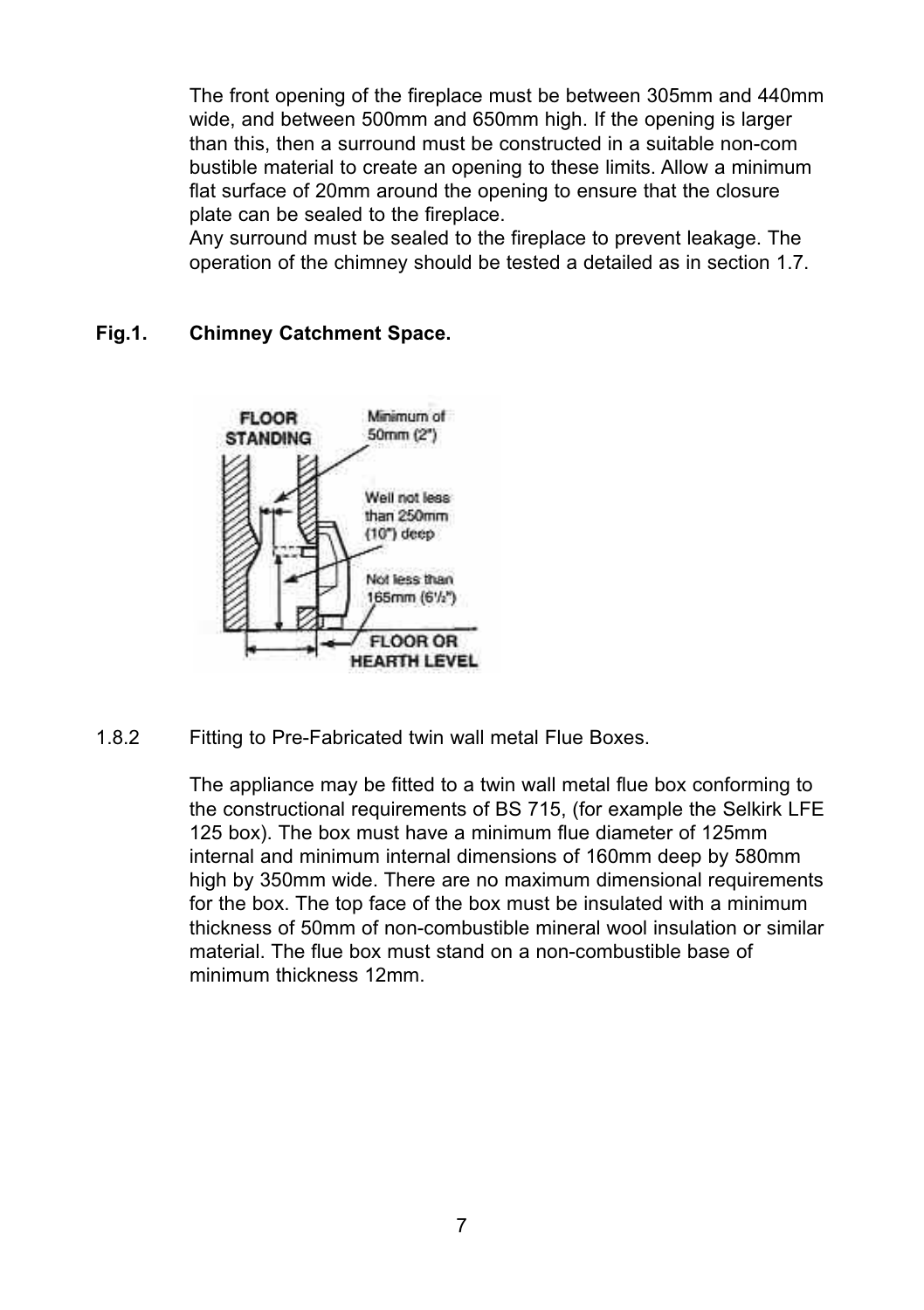The front opening of the fireplace must be between 305mm and 440mm wide, and between 500mm and 650mm high. If the opening is larger than this, then a surround must be constructed in a suitable non-com bustible material to create an opening to these limits. Allow a minimum flat surface of 20mm around the opening to ensure that the closure plate can be sealed to the fireplace.
Any surround must be sealed to the fireplace to prevent leakage. The operation of the chimney should be tested a detailed as in section 1.7.

**Fig.1. Chimney Catchment Space.**

1.8.2 Fitting to Pre-Fabricated twin wall metal Flue Boxes.

The appliance may be fitted to a twin wall metal flue box conforming to the constructional requirements of BS 715, (for example the Selkirk LFE 125 box). The box must have a minimum flue diameter of 125mm internal and minimum internal dimensions of 160mm deep by 580mm high by 350mm wide. There are no maximum dimensional requirements for the box. The top face of the box must be insulated with a minimum thickness of 50mm of non-combustible mineral wool insulation or similar material. The flue box must stand on a non-combustible base of minimum thickness 12mm.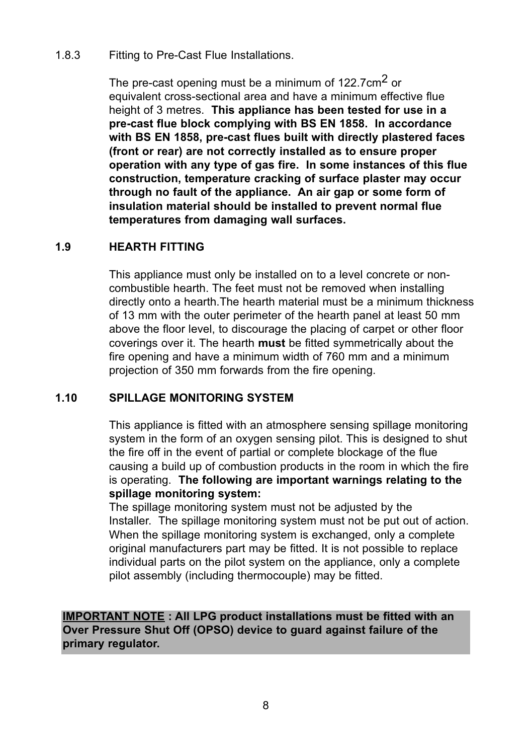1.8.3 Fitting to Pre-Cast Flue Installations.

The pre-cast opening must be a minimum of 122.7cm$^2$ or equivalent cross-sectional area and have a minimum effective flue height of 3 metres. **This appliance has been tested for use in a pre-cast flue block complying with BS EN 1858. In accordance with BS EN 1858, pre-cast flues built with directly plastered faces (front or rear) are not correctly installed as to ensure proper operation with any type of gas fire. In some instances of this flue construction, temperature cracking of surface plaster may occur through no fault of the appliance. An air gap or some form of insulation material should be installed to prevent normal flue temperatures from damaging wall surfaces.**

## 1.9 HEARTH FITTING

This appliance must only be installed on to a level concrete or non-combustible hearth. The feet must not be removed when installing directly onto a hearth.The hearth material must be a minimum thickness of 13 mm with the outer perimeter of the hearth panel at least 50 mm above the floor level, to discourage the placing of carpet or other floor coverings over it. The hearth **must** be fitted symmetrically about the fire opening and have a minimum width of 760 mm and a minimum projection of 350 mm forwards from the fire opening.

## 1.10 SPILLAGE MONITORING SYSTEM

This appliance is fitted with an atmosphere sensing spillage monitoring system in the form of an oxygen sensing pilot. This is designed to shut the fire off in the event of partial or complete blockage of the flue causing a build up of combustion products in the room in which the fire is operating. **The following are important warnings relating to the spillage monitoring system:**

The spillage monitoring system must not be adjusted by the Installer. The spillage monitoring system must not be put out of action. When the spillage monitoring system is exchanged, only a complete original manufacturers part may be fitted. It is not possible to replace individual parts on the pilot system on the appliance, only a complete pilot assembly (including thermocouple) may be fitted.

**IMPORTANT NOTE : All LPG product installations must be fitted with an Over Pressure Shut Off (OPSO) device to guard against failure of the primary regulator.**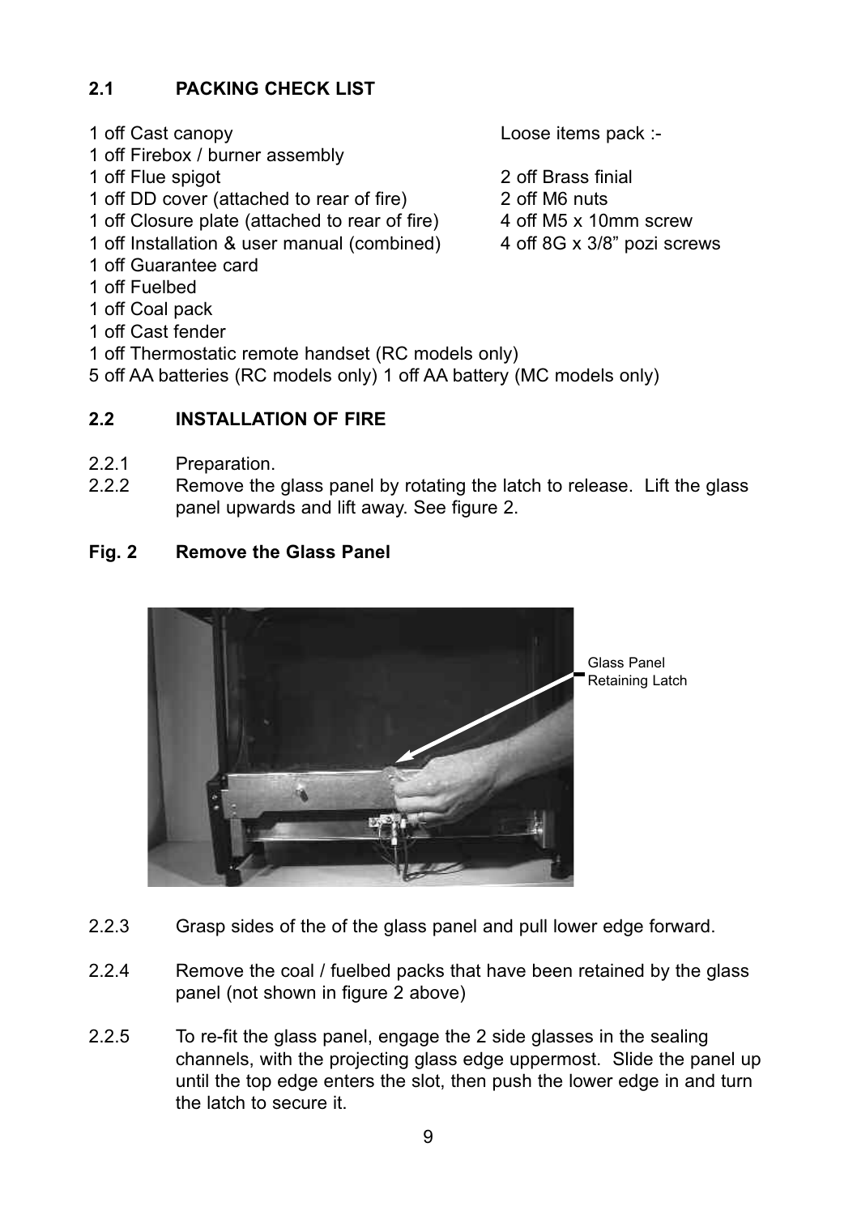## 2.1 PACKING CHECK LIST

1 off Cast canopy
1 off Firebox / burner assembly
1 off Flue spigot
1 off DD cover (attached to rear of fire)
1 off Closure plate (attached to rear of fire)
1 off Installation & user manual (combined)
1 off Guarantee card
1 off Fuelbed
1 off Coal pack
1 off Cast fender
1 off Thermostatic remote handset (RC models only)
5 off AA batteries (RC models only) 1 off AA battery (MC models only)

Loose items pack :-

2 off Brass finial
2 off M6 nuts
4 off M5 x 10mm screw
4 off 8G x 3/8" pozi screws

## 2.2 INSTALLATION OF FIRE

2.2.1 Preparation.

2.2.2 Remove the glass panel by rotating the latch to release. Lift the glass panel upwards and lift away. See figure 2.

**Fig. 2 Remove the Glass Panel**

Glass Panel Retaining Latch

2.2.3 Grasp sides of the of the glass panel and pull lower edge forward.

2.2.4 Remove the coal / fuelbed packs that have been retained by the glass panel (not shown in figure 2 above)

2.2.5 To re-fit the glass panel, engage the 2 side glasses in the sealing channels, with the projecting glass edge uppermost. Slide the panel up until the top edge enters the slot, then push the lower edge in and turn the latch to secure it.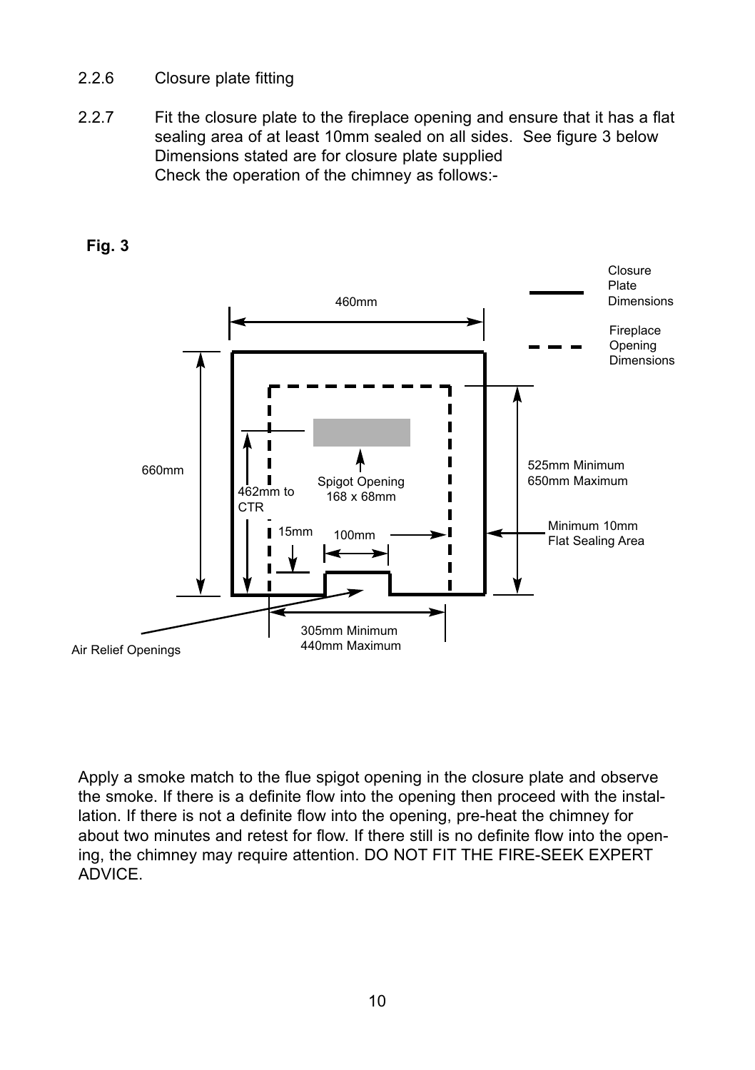2.2.6 Closure plate fitting

2.2.7 Fit the closure plate to the fireplace opening and ensure that it has a flat sealing area of at least 10mm sealed on all sides. See figure 3 below Dimensions stated are for closure plate supplied
Check the operation of the chimney as follows:-

**Fig. 3**

Closure Plate Dimensions

Fireplace Opening Dimensions

460mm

660mm

525mm Minimum
650mm Maximum

462mm to CTR

Spigot Opening
168 x 68mm

15mm

100mm

Minimum 10mm Flat Sealing Area

305mm Minimum
440mm Maximum

Air Relief Openings

Apply a smoke match to the flue spigot opening in the closure plate and observe the smoke. If there is a definite flow into the opening then proceed with the installation. If there is not a definite flow into the opening, pre-heat the chimney for about two minutes and retest for flow. If there still is no definite flow into the opening, the chimney may require attention. DO NOT FIT THE FIRE-SEEK EXPERT ADVICE.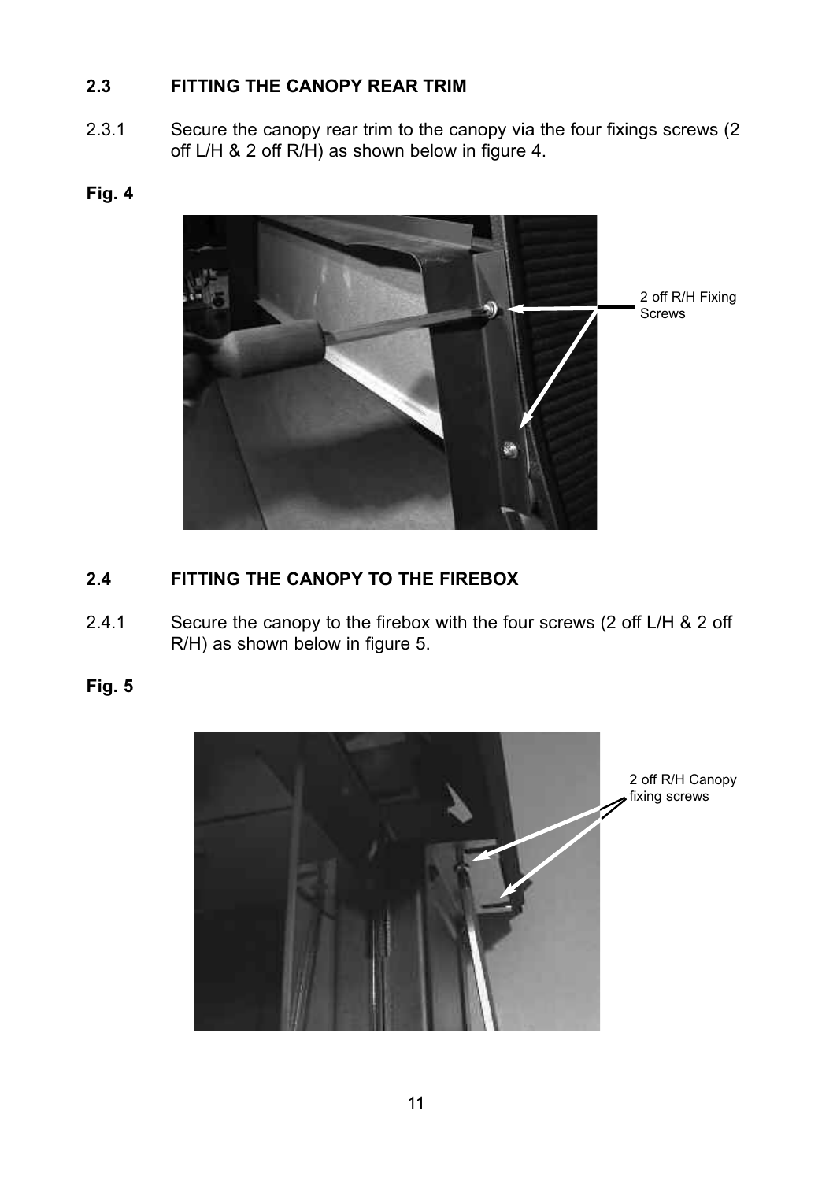## 2.3 FITTING THE CANOPY REAR TRIM

2.3.1 Secure the canopy rear trim to the canopy via the four fixings screws (2 off L/H & 2 off R/H) as shown below in figure 4.

**Fig. 4**

2 off R/H Fixing Screws

## 2.4 FITTING THE CANOPY TO THE FIREBOX

2.4.1 Secure the canopy to the firebox with the four screws (2 off L/H & 2 off R/H) as shown below in figure 5.

**Fig. 5**

2 off R/H Canopy fixing screws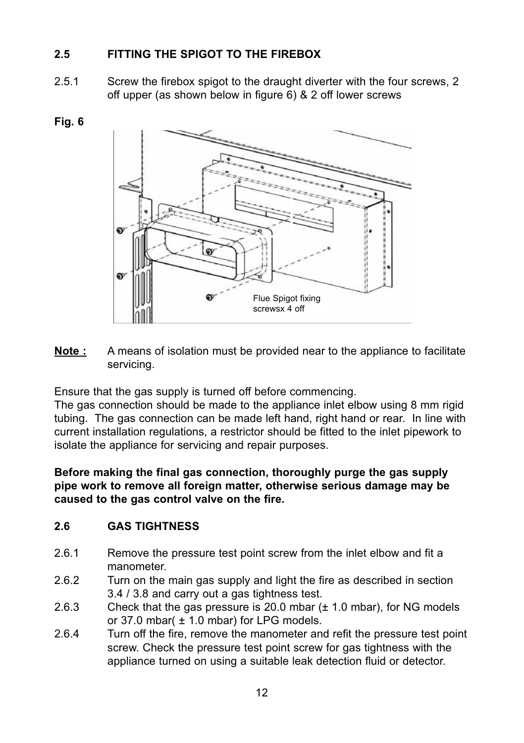## 2.5 FITTING THE SPIGOT TO THE FIREBOX

2.5.1 Screw the firebox spigot to the draught diverter with the four screws, 2 off upper (as shown below in figure 6) & 2 off lower screws

**Fig. 6**

Flue Spigot fixing screwsx 4 off

**Note :** A means of isolation must be provided near to the appliance to facilitate servicing.

Ensure that the gas supply is turned off before commencing.
The gas connection should be made to the appliance inlet elbow using 8 mm rigid tubing. The gas connection can be made left hand, right hand or rear. In line with current installation regulations, a restrictor should be fitted to the inlet pipework to isolate the appliance for servicing and repair purposes.

**Before making the final gas connection, thoroughly purge the gas supply pipe work to remove all foreign matter, otherwise serious damage may be caused to the gas control valve on the fire.**

## 2.6 GAS TIGHTNESS

2.6.1 Remove the pressure test point screw from the inlet elbow and fit a manometer.

2.6.2 Turn on the main gas supply and light the fire as described in section 3.4 / 3.8 and carry out a gas tightness test.

2.6.3 Check that the gas pressure is 20.0 mbar (± 1.0 mbar), for NG models or 37.0 mbar( ± 1.0 mbar) for LPG models.

2.6.4 Turn off the fire, remove the manometer and refit the pressure test point screw. Check the pressure test point screw for gas tightness with the appliance turned on using a suitable leak detection fluid or detector.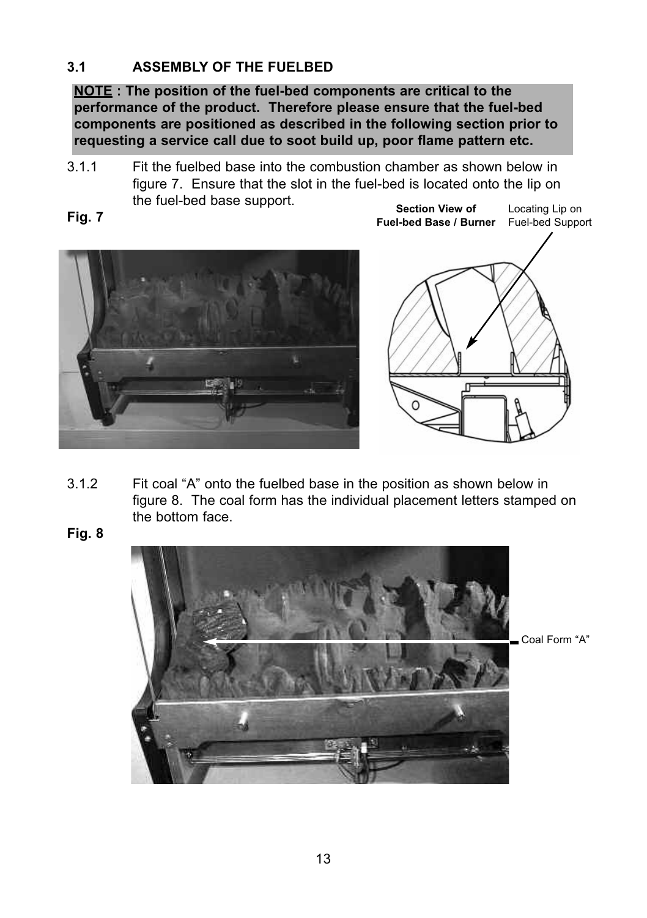### 3.1 ASSEMBLY OF THE FUELBED

**NOTE : The position of the fuel-bed components are critical to the performance of the product. Therefore please ensure that the fuel-bed components are positioned as described in the following section prior to requesting a service call due to soot build up, poor flame pattern etc.**

3.1.1 Fit the fuelbed base into the combustion chamber as shown below in figure 7. Ensure that the slot in the fuel-bed is located onto the lip on the fuel-bed base support.

**Fig. 7**

**Section View of Fuel-bed Base / Burner**

Locating Lip on Fuel-bed Support

3.1.2 Fit coal "A" onto the fuelbed base in the position as shown below in figure 8. The coal form has the individual placement letters stamped on the bottom face.

**Fig. 8**

Coal Form "A"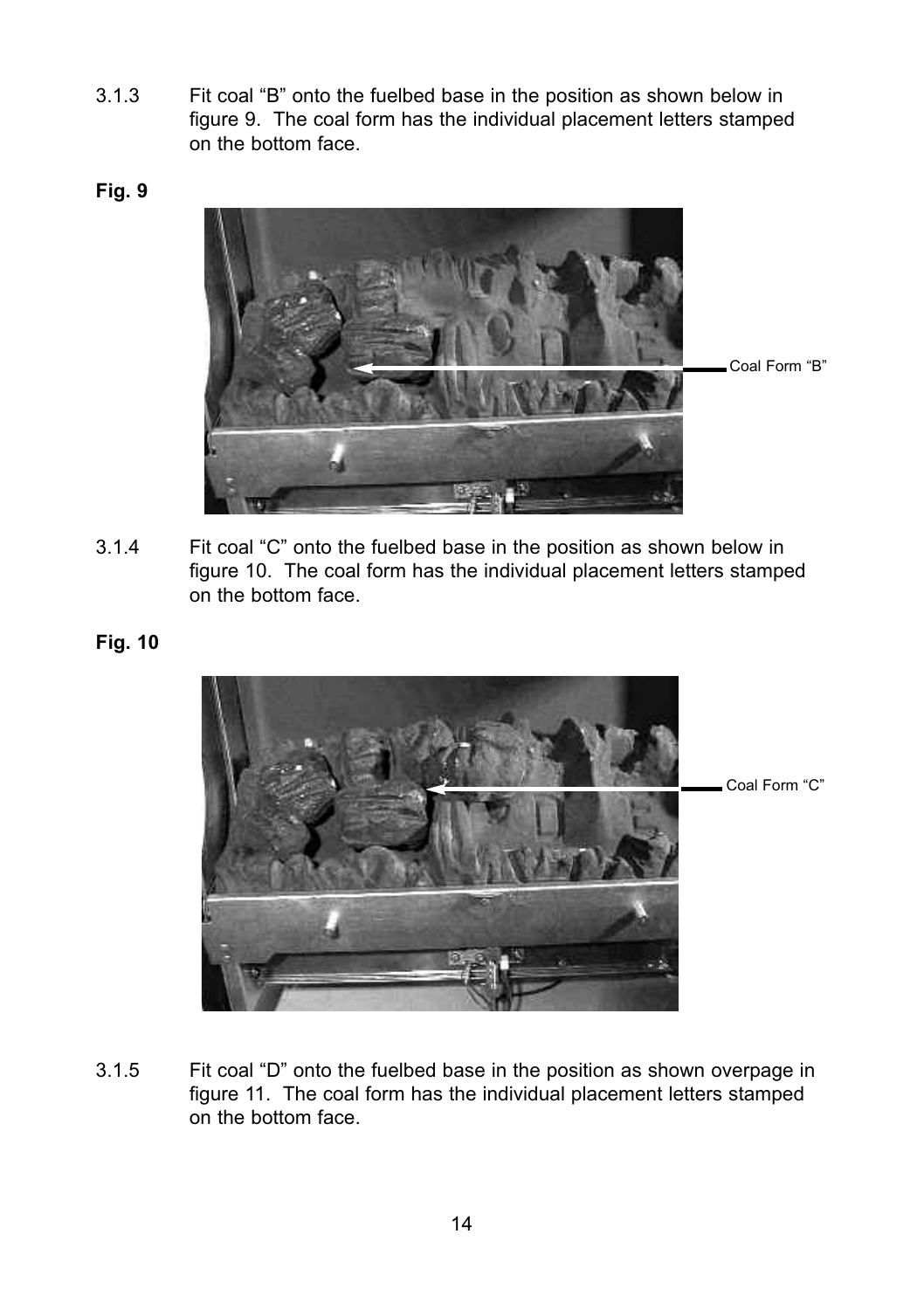3.1.3 Fit coal “B” onto the fuelbed base in the position as shown below in figure 9. The coal form has the individual placement letters stamped on the bottom face.

**Fig. 9**

Coal Form “B”

3.1.4 Fit coal “C” onto the fuelbed base in the position as shown below in figure 10. The coal form has the individual placement letters stamped on the bottom face.

**Fig. 10**

Coal Form “C”

3.1.5 Fit coal “D” onto the fuelbed base in the position as shown overpage in figure 11. The coal form has the individual placement letters stamped on the bottom face.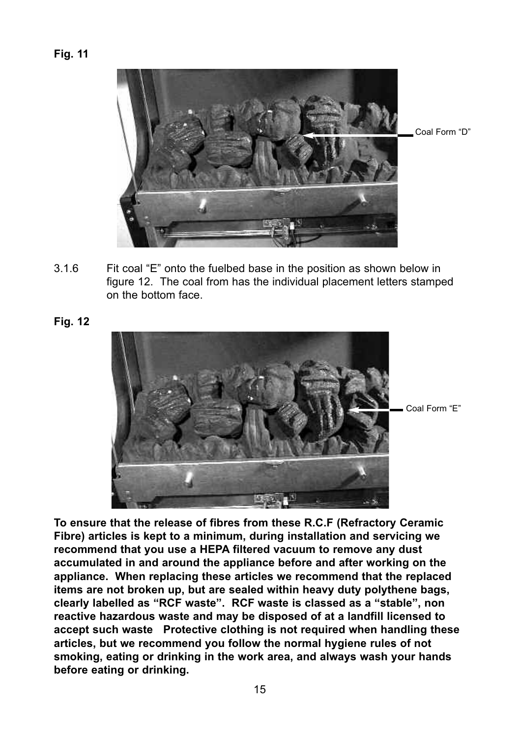**Fig. 11**

Coal Form "D"

3.1.6 Fit coal "E" onto the fuelbed base in the position as shown below in figure 12. The coal from has the individual placement letters stamped on the bottom face.

**Fig. 12**

Coal Form "E"

**To ensure that the release of fibres from these R.C.F (Refractory Ceramic Fibre) articles is kept to a minimum, during installation and servicing we recommend that you use a HEPA filtered vacuum to remove any dust accumulated in and around the appliance before and after working on the appliance. When replacing these articles we recommend that the replaced items are not broken up, but are sealed within heavy duty polythene bags, clearly labelled as "RCF waste". RCF waste is classed as a "stable", non reactive hazardous waste and may be disposed of at a landfill licensed to accept such waste Protective clothing is not required when handling these articles, but we recommend you follow the normal hygiene rules of not smoking, eating or drinking in the work area, and always wash your hands before eating or drinking.**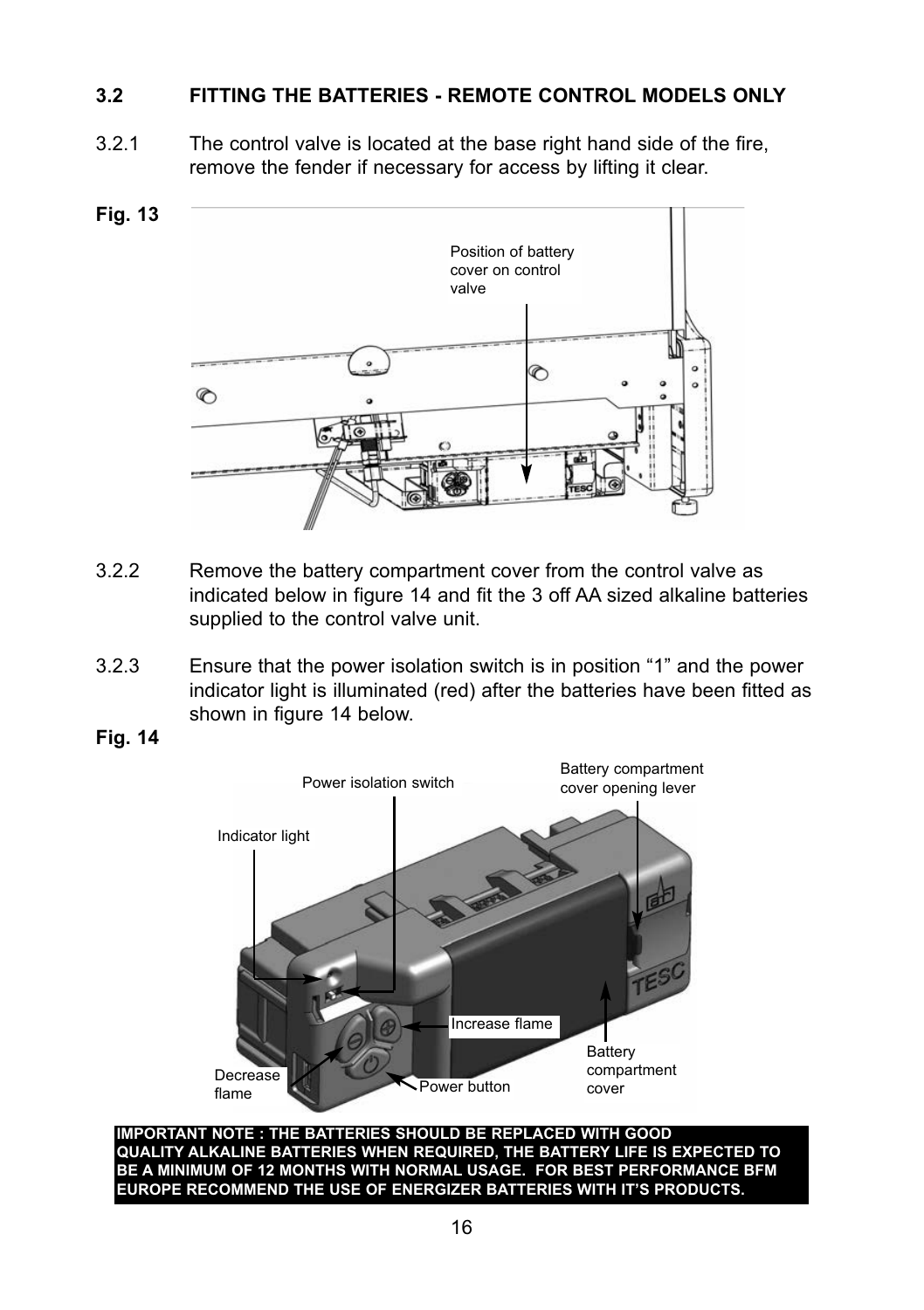### 3.2 FITTING THE BATTERIES - REMOTE CONTROL MODELS ONLY

3.2.1 The control valve is located at the base right hand side of the fire, remove the fender if necessary for access by lifting it clear.

**Fig. 13**

Position of battery cover on control valve

3.2.2 Remove the battery compartment cover from the control valve as indicated below in figure 14 and fit the 3 off AA sized alkaline batteries supplied to the control valve unit.

3.2.3 Ensure that the power isolation switch is in position “1” and the power indicator light is illuminated (red) after the batteries have been fitted as shown in figure 14 below.

**Fig. 14**

Power isolation switch

Battery compartment cover opening lever

Indicator light

Increase flame

Decrease flame

Power button

Battery compartment cover

**IMPORTANT NOTE : THE BATTERIES SHOULD BE REPLACED WITH GOOD QUALITY ALKALINE BATTERIES WHEN REQUIRED, THE BATTERY LIFE IS EXPECTED TO BE A MINIMUM OF 12 MONTHS WITH NORMAL USAGE. FOR BEST PERFORMANCE BFM EUROPE RECOMMEND THE USE OF ENERGIZER BATTERIES WITH IT’S PRODUCTS.**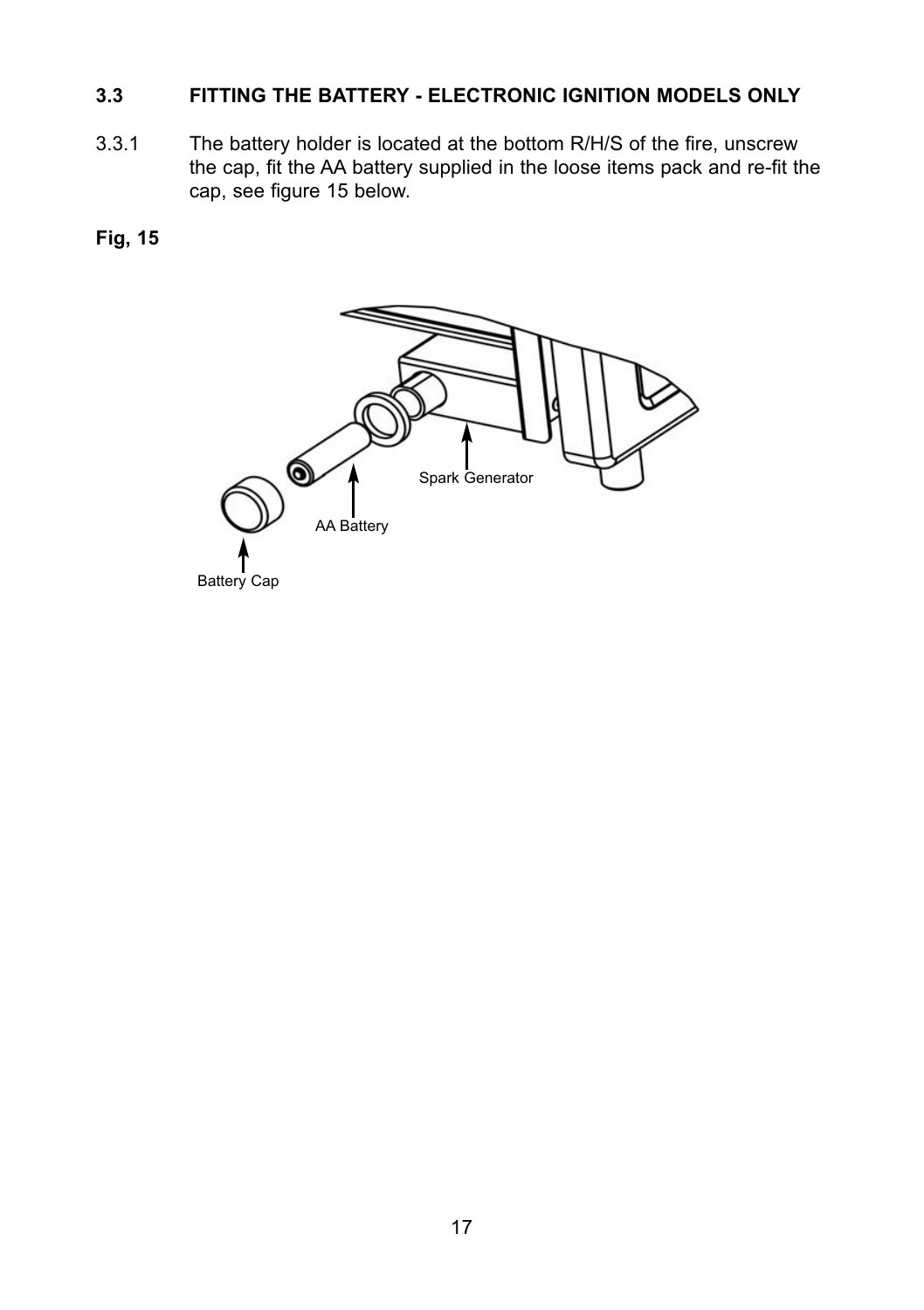### 3.3 FITTING THE BATTERY - ELECTRONIC IGNITION MODELS ONLY

3.3.1 The battery holder is located at the bottom R/H/S of the fire, unscrew the cap, fit the AA battery supplied in the loose items pack and re-fit the cap, see figure 15 below.

**Fig, 15**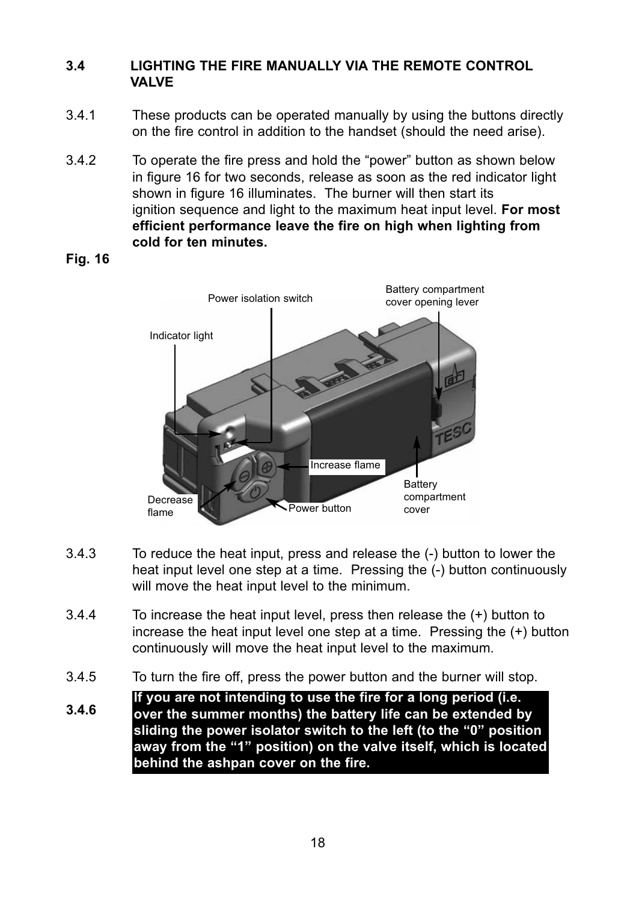### 3.4 LIGHTING THE FIRE MANUALLY VIA THE REMOTE CONTROL VALVE

3.4.1 These products can be operated manually by using the buttons directly on the fire control in addition to the handset (should the need arise).

3.4.2 To operate the fire press and hold the “power” button as shown below in figure 16 for two seconds, release as soon as the red indicator light shown in figure 16 illuminates. The burner will then start its ignition sequence and light to the maximum heat input level. **For most efficient performance leave the fire on high when lighting from cold for ten minutes.**

**Fig. 16**

Power isolation switch

Battery compartment cover opening lever

Indicator light

Increase flame

Battery compartment cover

Decrease flame

Power button

3.4.3 To reduce the heat input, press and release the (-) button to lower the heat input level one step at a time. Pressing the (-) button continuously will move the heat input level to the minimum.

3.4.4 To increase the heat input level, press then release the (+) button to increase the heat input level one step at a time. Pressing the (+) button continuously will move the heat input level to the maximum.

3.4.5 To turn the fire off, press the power button and the burner will stop.

**3.4.6** **If you are not intending to use the fire for a long period (i.e. over the summer months) the battery life can be extended by sliding the power isolator switch to the left (to the “0” position away from the “1” position) on the valve itself, which is located behind the ashpan cover on the fire.**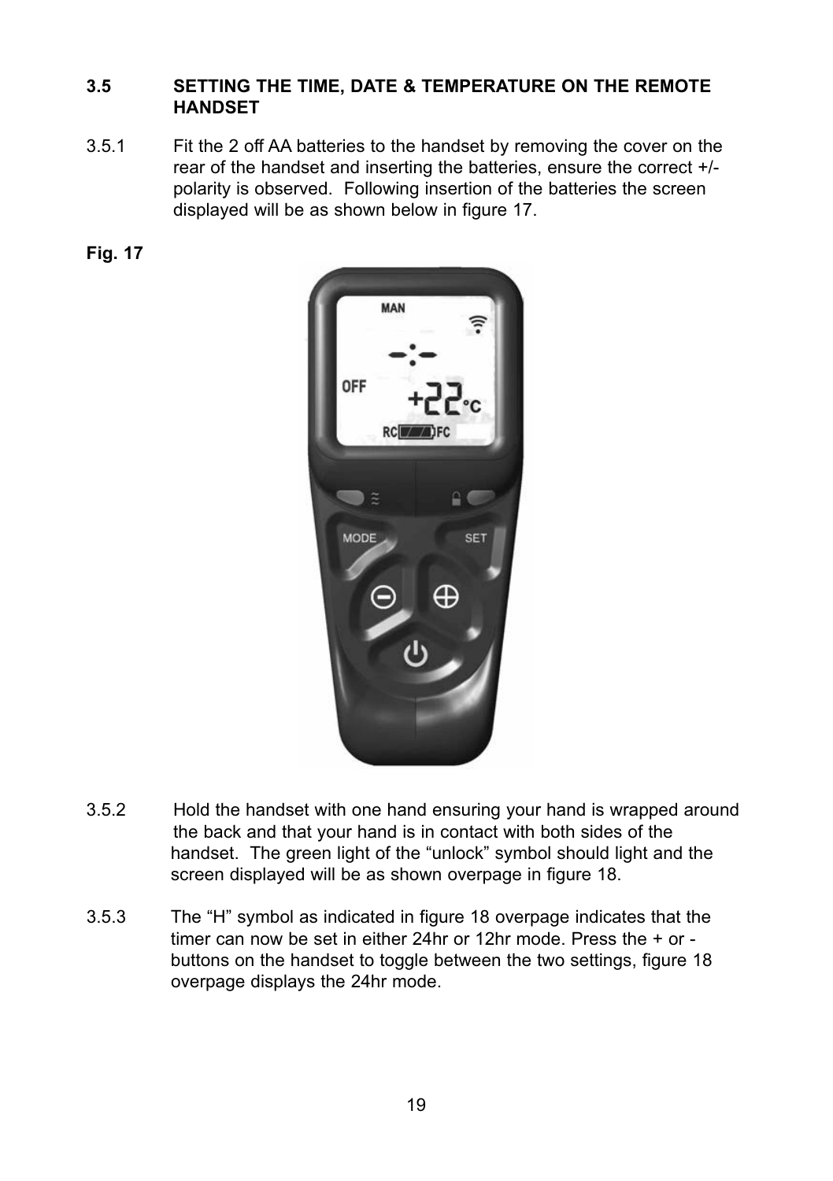### 3.5 SETTING THE TIME, DATE & TEMPERATURE ON THE REMOTE HANDSET

3.5.1 Fit the 2 off AA batteries to the handset by removing the cover on the rear of the handset and inserting the batteries, ensure the correct +/- polarity is observed. Following insertion of the batteries the screen displayed will be as shown below in figure 17.

**Fig. 17**

3.5.2 Hold the handset with one hand ensuring your hand is wrapped around the back and that your hand is in contact with both sides of the handset. The green light of the “unlock” symbol should light and the screen displayed will be as shown overpage in figure 18.

3.5.3 The “H” symbol as indicated in figure 18 overpage indicates that the timer can now be set in either 24hr or 12hr mode. Press the + or - buttons on the handset to toggle between the two settings, figure 18 overpage displays the 24hr mode.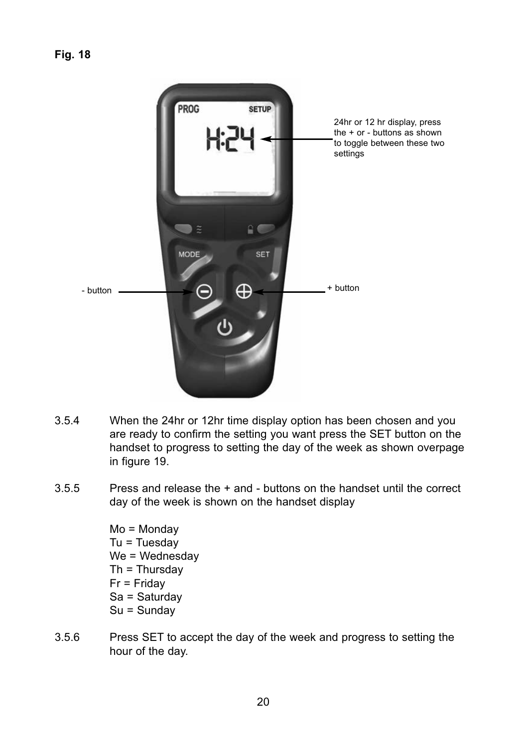**Fig. 18**

24hr or 12 hr display, press the + or - buttons as shown to toggle between these two settings

- button

+ button

3.5.4 When the 24hr or 12hr time display option has been chosen and you are ready to confirm the setting you want press the SET button on the handset to progress to setting the day of the week as shown overpage in figure 19.

3.5.5 Press and release the + and - buttons on the handset until the correct day of the week is shown on the handset display

Mo = Monday
Tu = Tuesday
We = Wednesday
Th = Thursday
Fr = Friday
Sa = Saturday
Su = Sunday

3.5.6 Press SET to accept the day of the week and progress to setting the hour of the day.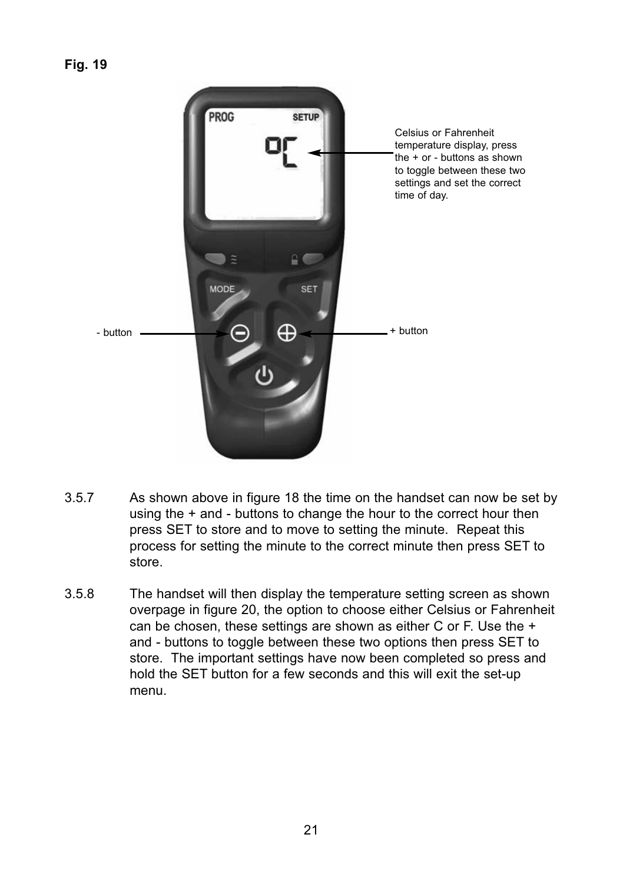**Fig. 19**

Celsius or Fahrenheit temperature display, press the + or - buttons as shown to toggle between these two settings and set the correct time of day.

- button

+ button

3.5.7 As shown above in figure 18 the time on the handset can now be set by using the + and - buttons to change the hour to the correct hour then press SET to store and to move to setting the minute. Repeat this process for setting the minute to the correct minute then press SET to store.

3.5.8 The handset will then display the temperature setting screen as shown overpage in figure 20, the option to choose either Celsius or Fahrenheit can be chosen, these settings are shown as either C or F. Use the + and - buttons to toggle between these two options then press SET to store. The important settings have now been completed so press and hold the SET button for a few seconds and this will exit the set-up menu.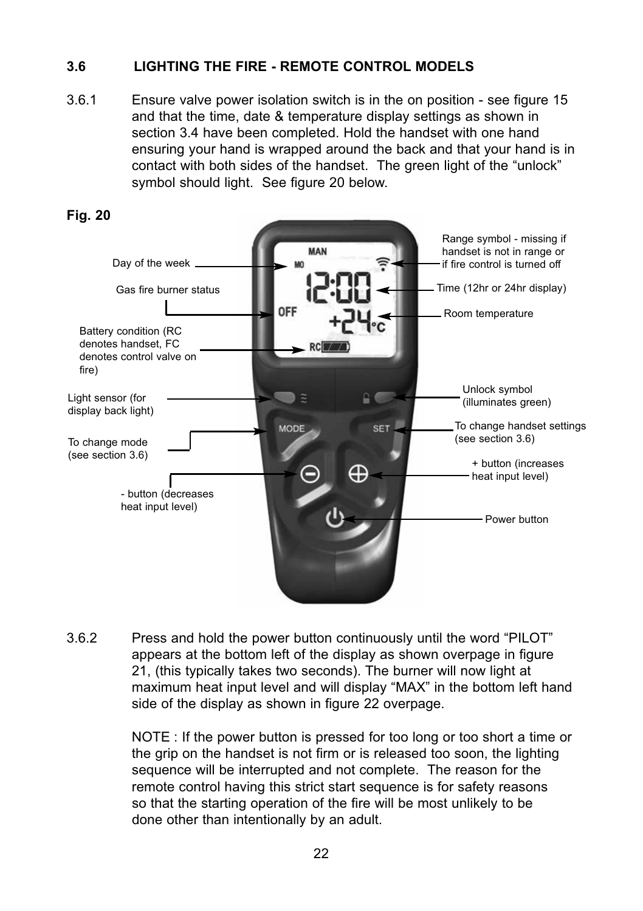### 3.6 LIGHTING THE FIRE - REMOTE CONTROL MODELS

3.6.1 Ensure valve power isolation switch is in the on position - see figure 15 and that the time, date & temperature display settings as shown in section 3.4 have been completed. Hold the handset with one hand ensuring your hand is wrapped around the back and that your hand is in contact with both sides of the handset. The green light of the “unlock” symbol should light. See figure 20 below.

**Fig. 20**

Day of the week

Gas fire burner status

Battery condition (RC denotes handset, FC denotes control valve on fire)

Light sensor (for display back light)

To change mode (see section 3.6)

- button (decreases heat input level)

Range symbol - missing if handset is not in range or if fire control is turned off

Time (12hr or 24hr display)

Room temperature

Unlock symbol (illuminates green)

To change handset settings (see section 3.6)

+ button (increases heat input level)

Power button

3.6.2 Press and hold the power button continuously until the word “PILOT” appears at the bottom left of the display as shown overpage in figure 21, (this typically takes two seconds). The burner will now light at maximum heat input level and will display “MAX” in the bottom left hand side of the display as shown in figure 22 overpage.

NOTE : If the power button is pressed for too long or too short a time or the grip on the handset is not firm or is released too soon, the lighting sequence will be interrupted and not complete. The reason for the remote control having this strict start sequence is for safety reasons so that the starting operation of the fire will be most unlikely to be done other than intentionally by an adult.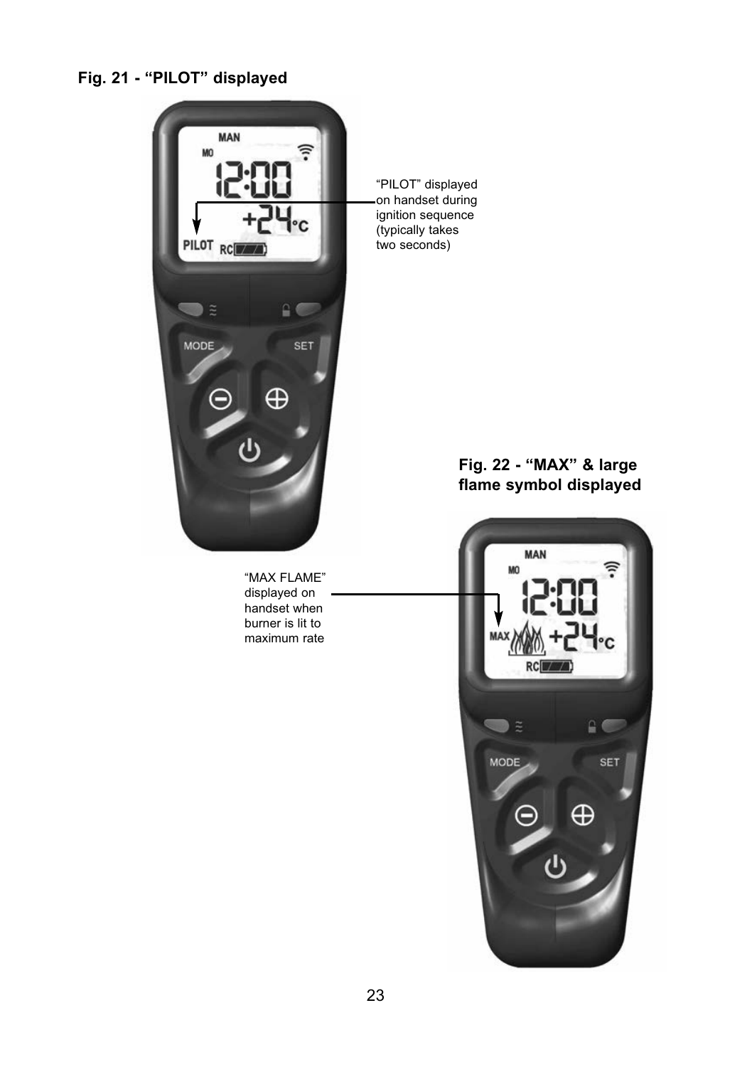**Fig. 21 - “PILOT” displayed**

“PILOT” displayed on handset during ignition sequence (typically takes two seconds)

**Fig. 22 - “MAX” & large flame symbol displayed**

“MAX FLAME” displayed on handset when burner is lit to maximum rate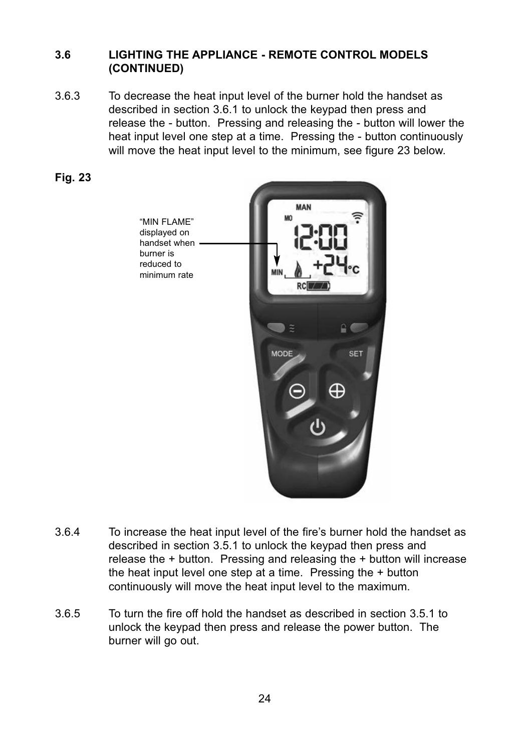### 3.6 LIGHTING THE APPLIANCE - REMOTE CONTROL MODELS (CONTINUED)

3.6.3 To decrease the heat input level of the burner hold the handset as described in section 3.6.1 to unlock the keypad then press and release the - button. Pressing and releasing the - button will lower the heat input level one step at a time. Pressing the - button continuously will move the heat input level to the minimum, see figure 23 below.

**Fig. 23**

"MIN FLAME" displayed on handset when burner is reduced to minimum rate

3.6.4 To increase the heat input level of the fire's burner hold the handset as described in section 3.5.1 to unlock the keypad then press and release the + button. Pressing and releasing the + button will increase the heat input level one step at a time. Pressing the + button continuously will move the heat input level to the maximum.

3.6.5 To turn the fire off hold the handset as described in section 3.5.1 to unlock the keypad then press and release the power button. The burner will go out.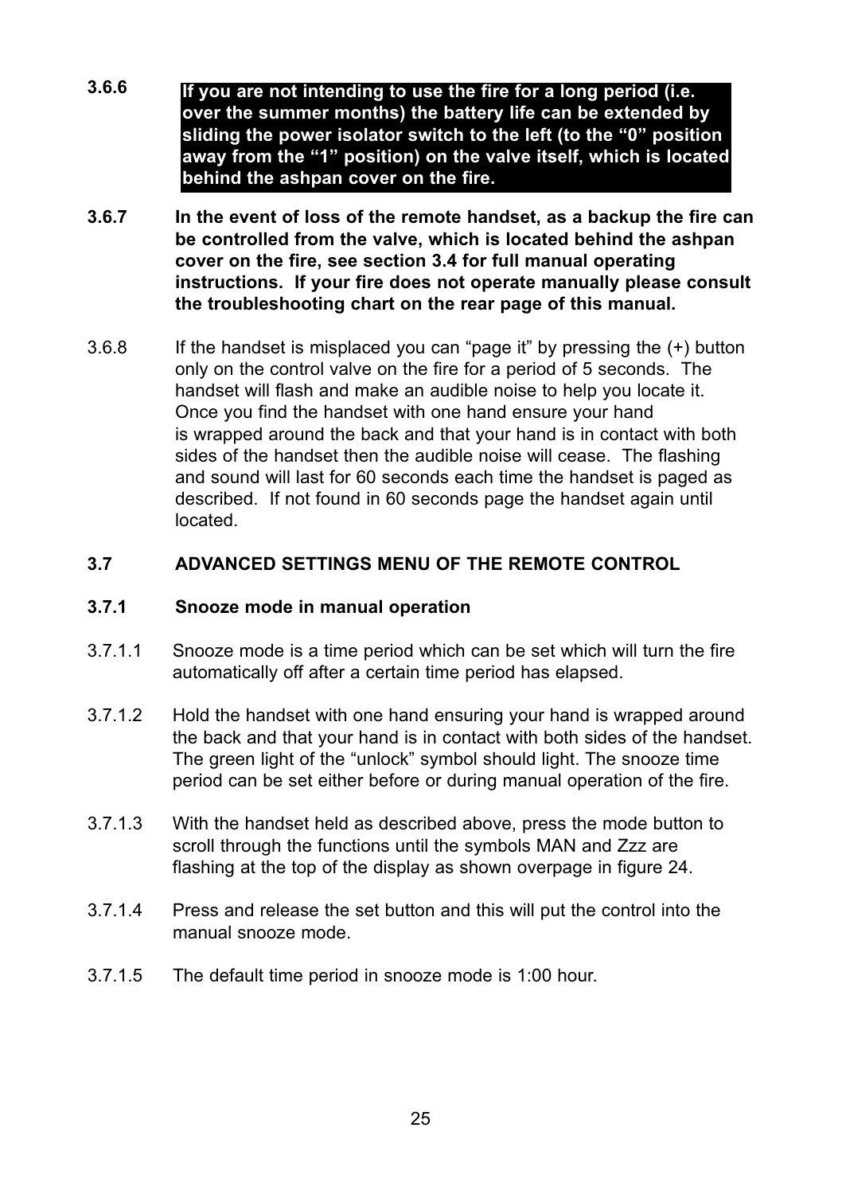**3.6.6** **If you are not intending to use the fire for a long period (i.e. over the summer months) the battery life can be extended by sliding the power isolator switch to the left (to the “0” position away from the “1” position) on the valve itself, which is located behind the ashpan cover on the fire.**

**3.6.7** **In the event of loss of the remote handset, as a backup the fire can be controlled from the valve, which is located behind the ashpan cover on the fire, see section 3.4 for full manual operating instructions. If your fire does not operate manually please consult the troubleshooting chart on the rear page of this manual.**

3.6.8 If the handset is misplaced you can “page it” by pressing the (+) button only on the control valve on the fire for a period of 5 seconds. The handset will flash and make an audible noise to help you locate it. Once you find the handset with one hand ensure your hand is wrapped around the back and that your hand is in contact with both sides of the handset then the audible noise will cease. The flashing and sound will last for 60 seconds each time the handset is paged as described. If not found in 60 seconds page the handset again until located.

## 3.7 ADVANCED SETTINGS MENU OF THE REMOTE CONTROL

### 3.7.1 Snooze mode in manual operation

3.7.1.1 Snooze mode is a time period which can be set which will turn the fire automatically off after a certain time period has elapsed.

3.7.1.2 Hold the handset with one hand ensuring your hand is wrapped around the back and that your hand is in contact with both sides of the handset. The green light of the “unlock” symbol should light. The snooze time period can be set either before or during manual operation of the fire.

3.7.1.3 With the handset held as described above, press the mode button to scroll through the functions until the symbols MAN and Zzz are flashing at the top of the display as shown overpage in figure 24.

3.7.1.4 Press and release the set button and this will put the control into the manual snooze mode.

3.7.1.5 The default time period in snooze mode is 1:00 hour.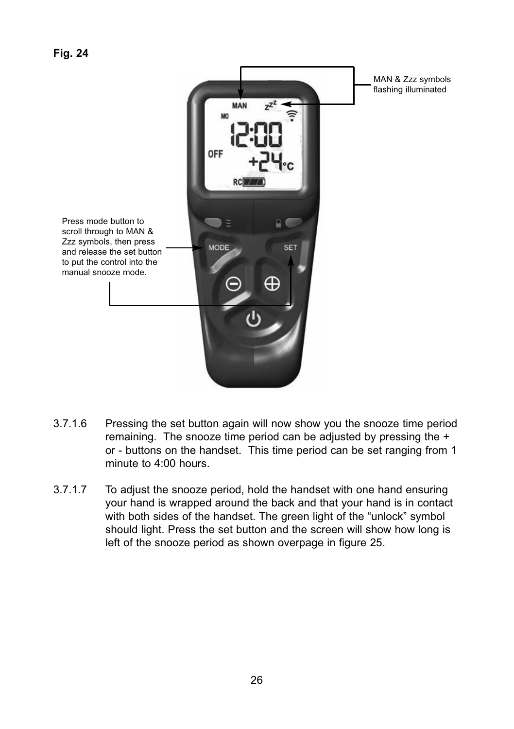**Fig. 24**

MAN & Zzz symbols flashing illuminated

Press mode button to scroll through to MAN & Zzz symbols, then press and release the set button to put the control into the manual snooze mode.

3.7.1.6 Pressing the set button again will now show you the snooze time period remaining. The snooze time period can be adjusted by pressing the + or - buttons on the handset. This time period can be set ranging from 1 minute to 4:00 hours.

3.7.1.7 To adjust the snooze period, hold the handset with one hand ensuring your hand is wrapped around the back and that your hand is in contact with both sides of the handset. The green light of the “unlock” symbol should light. Press the set button and the screen will show how long is left of the snooze period as shown overpage in figure 25.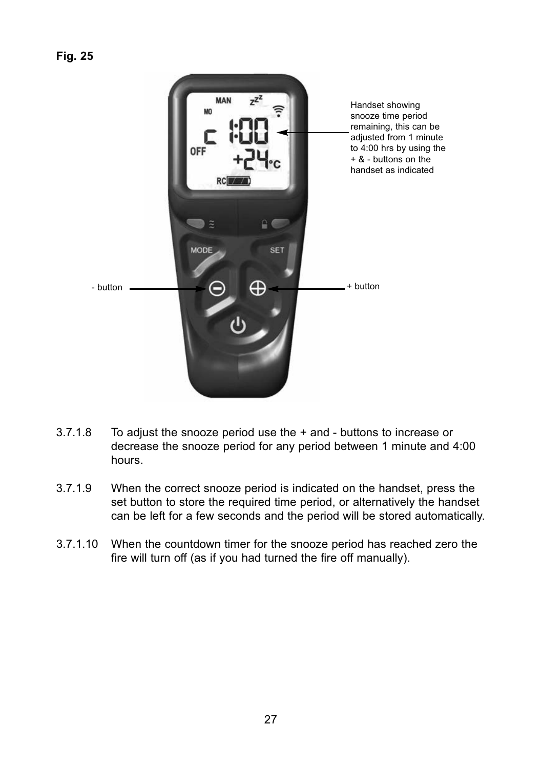**Fig. 25**

Handset showing snooze time period remaining, this can be adjusted from 1 minute to 4:00 hrs by using the + & - buttons on the handset as indicated

- button

+ button

3.7.1.8 To adjust the snooze period use the + and - buttons to increase or decrease the snooze period for any period between 1 minute and 4:00 hours.

3.7.1.9 When the correct snooze period is indicated on the handset, press the set button to store the required time period, or alternatively the handset can be left for a few seconds and the period will be stored automatically.

3.7.1.10 When the countdown timer for the snooze period has reached zero the fire will turn off (as if you had turned the fire off manually).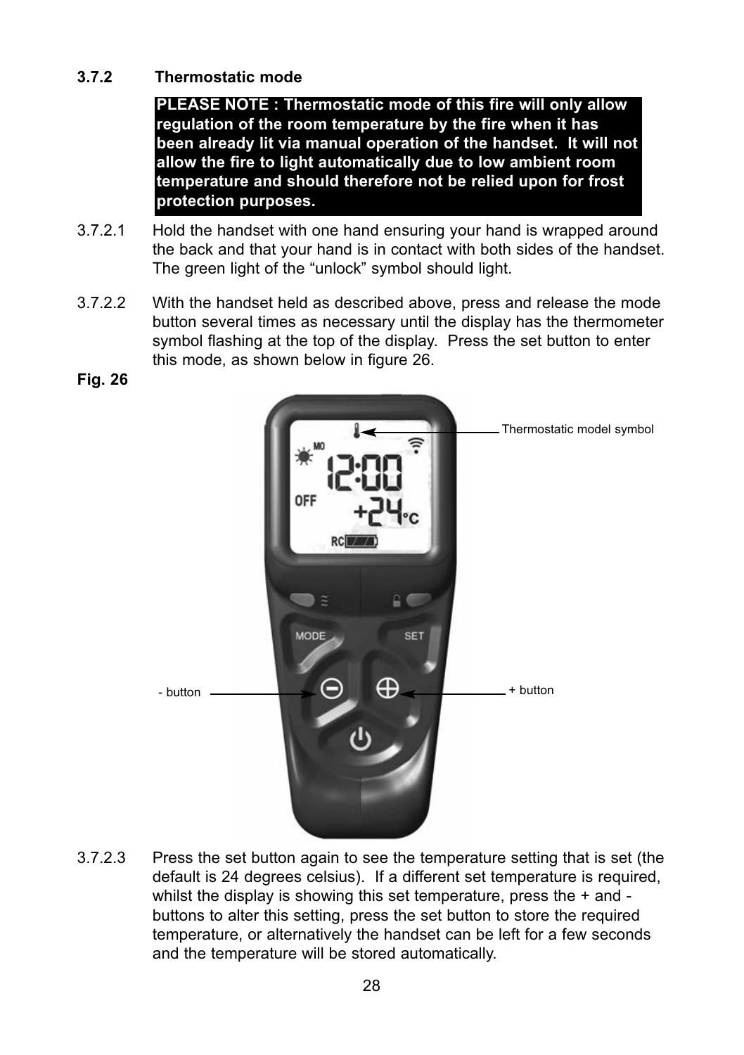### 3.7.2 Thermostatic mode

**PLEASE NOTE : Thermostatic mode of this fire will only allow regulation of the room temperature by the fire when it has been already lit via manual operation of the handset. It will not allow the fire to light automatically due to low ambient room temperature and should therefore not be relied upon for frost protection purposes.**

3.7.2.1 Hold the handset with one hand ensuring your hand is wrapped around the back and that your hand is in contact with both sides of the handset. The green light of the "unlock" symbol should light.

3.7.2.2 With the handset held as described above, press and release the mode button several times as necessary until the display has the thermometer symbol flashing at the top of the display. Press the set button to enter this mode, as shown below in figure 26.

**Fig. 26**

3.7.2.3 Press the set button again to see the temperature setting that is set (the default is 24 degrees celsius). If a different set temperature is required, whilst the display is showing this set temperature, press the + and - buttons to alter this setting, press the set button to store the required temperature, or alternatively the handset can be left for a few seconds and the temperature will be stored automatically.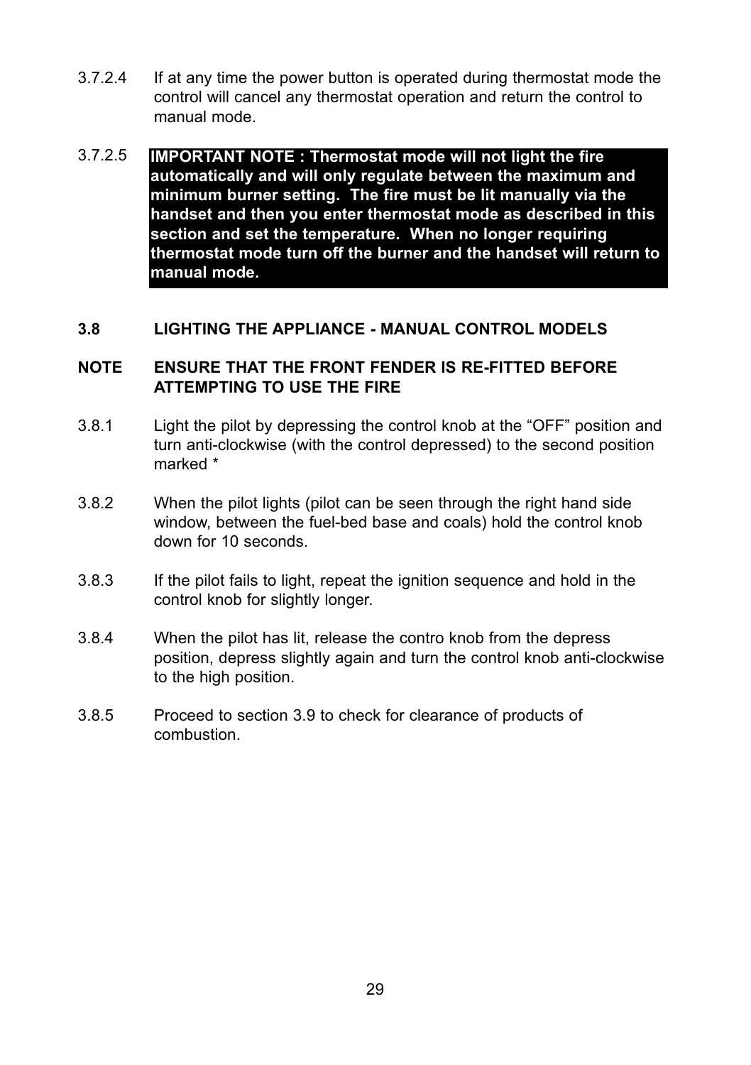3.7.2.4 If at any time the power button is operated during thermostat mode the control will cancel any thermostat operation and return the control to manual mode.

3.7.2.5 **IMPORTANT NOTE : Thermostat mode will not light the fire automatically and will only regulate between the maximum and minimum burner setting. The fire must be lit manually via the handset and then you enter thermostat mode as described in this section and set the temperature. When no longer requiring thermostat mode turn off the burner and the handset will return to manual mode.**

### 3.8 LIGHTING THE APPLIANCE - MANUAL CONTROL MODELS

**NOTE ENSURE THAT THE FRONT FENDER IS RE-FITTED BEFORE ATTEMPTING TO USE THE FIRE**

3.8.1 Light the pilot by depressing the control knob at the “OFF” position and turn anti-clockwise (with the control depressed) to the second position marked *

3.8.2 When the pilot lights (pilot can be seen through the right hand side window, between the fuel-bed base and coals) hold the control knob down for 10 seconds.

3.8.3 If the pilot fails to light, repeat the ignition sequence and hold in the control knob for slightly longer.

3.8.4 When the pilot has lit, release the contro knob from the depress position, depress slightly again and turn the control knob anti-clockwise to the high position.

3.8.5 Proceed to section 3.9 to check for clearance of products of combustion.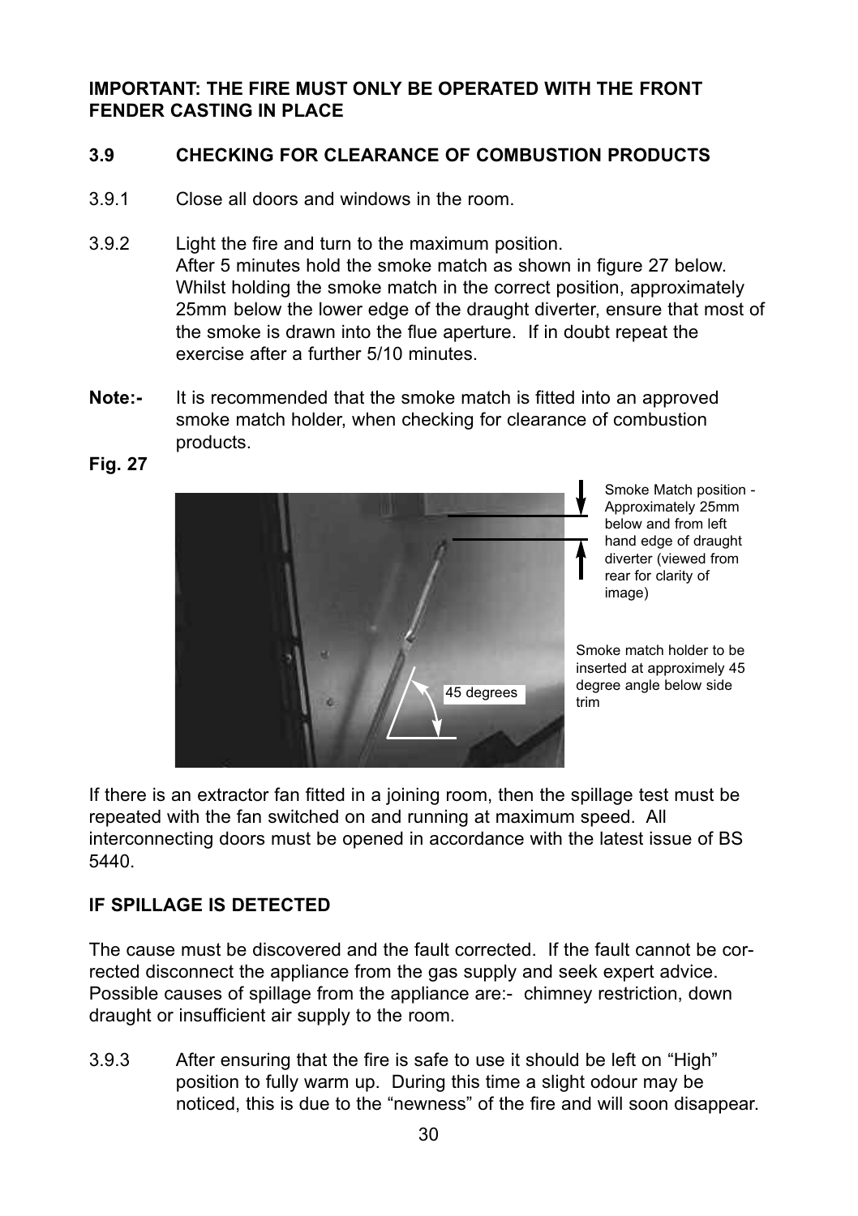**IMPORTANT: THE FIRE MUST ONLY BE OPERATED WITH THE FRONT FENDER CASTING IN PLACE**

## 3.9 CHECKING FOR CLEARANCE OF COMBUSTION PRODUCTS

3.9.1 Close all doors and windows in the room.

3.9.2 Light the fire and turn to the maximum position.
After 5 minutes hold the smoke match as shown in figure 27 below. Whilst holding the smoke match in the correct position, approximately 25mm below the lower edge of the draught diverter, ensure that most of the smoke is drawn into the flue aperture. If in doubt repeat the exercise after a further 5/10 minutes.

**Note:-** It is recommended that the smoke match is fitted into an approved smoke match holder, when checking for clearance of combustion products.

**Fig. 27**

Smoke Match position - Approximately 25mm below and from left hand edge of draught diverter (viewed from rear for clarity of image)

Smoke match holder to be inserted at approximely 45 degree angle below side trim

45 degrees

If there is an extractor fan fitted in a joining room, then the spillage test must be repeated with the fan switched on and running at maximum speed. All interconnecting doors must be opened in accordance with the latest issue of BS 5440.

**IF SPILLAGE IS DETECTED**

The cause must be discovered and the fault corrected. If the fault cannot be corrected disconnect the appliance from the gas supply and seek expert advice. Possible causes of spillage from the appliance are:- chimney restriction, down draught or insufficient air supply to the room.

3.9.3 After ensuring that the fire is safe to use it should be left on "High" position to fully warm up. During this time a slight odour may be noticed, this is due to the "newness" of the fire and will soon disappear.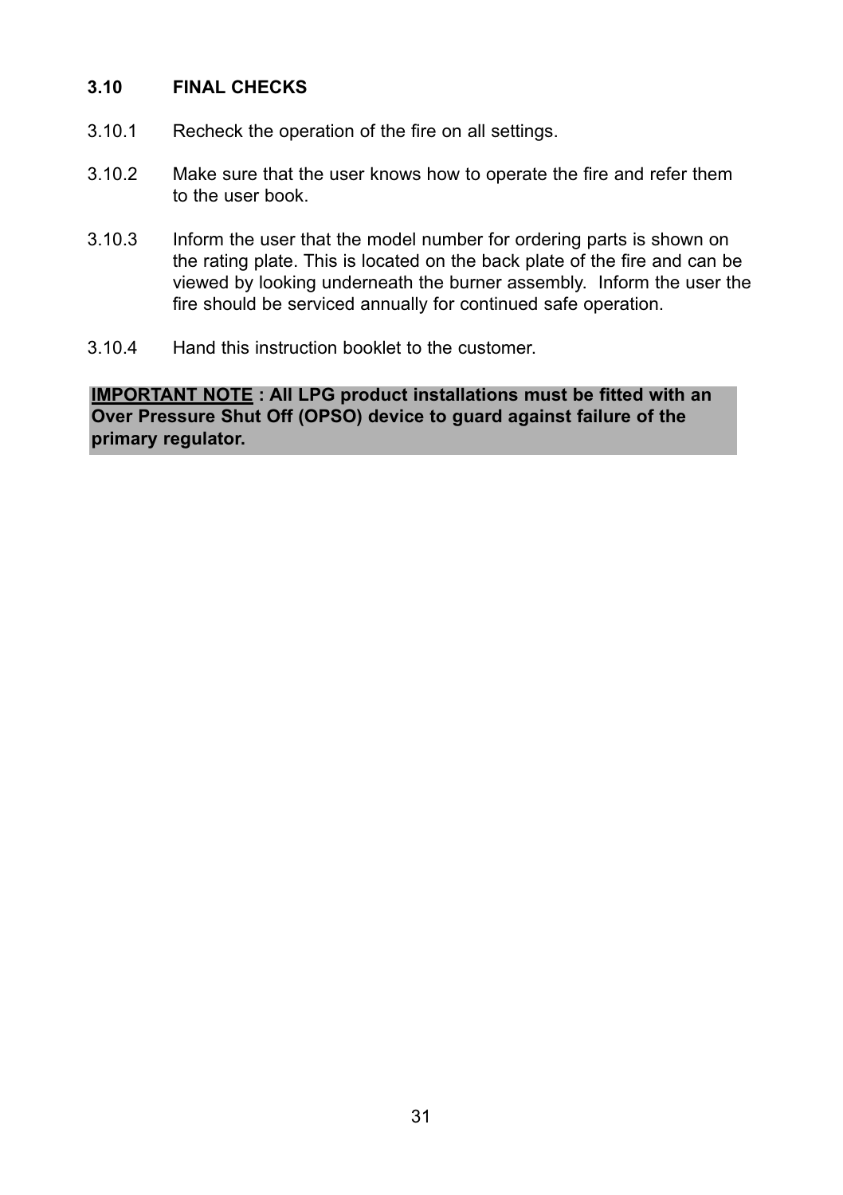### 3.10 FINAL CHECKS

3.10.1 Recheck the operation of the fire on all settings.

3.10.2 Make sure that the user knows how to operate the fire and refer them to the user book.

3.10.3 Inform the user that the model number for ordering parts is shown on the rating plate. This is located on the back plate of the fire and can be viewed by looking underneath the burner assembly. Inform the user the fire should be serviced annually for continued safe operation.

3.10.4 Hand this instruction booklet to the customer.

**IMPORTANT NOTE : All LPG product installations must be fitted with an Over Pressure Shut Off (OPSO) device to guard against failure of the primary regulator.**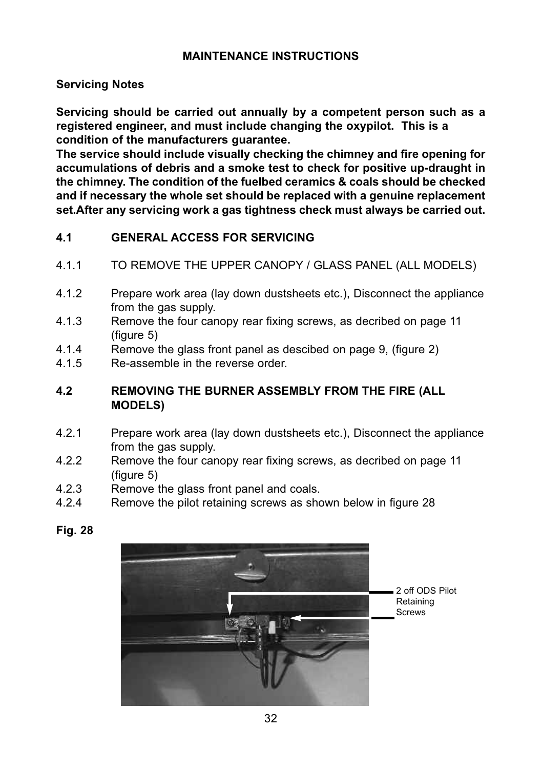# MAINTENANCE INSTRUCTIONS

## Servicing Notes

**Servicing should be carried out annually by a competent person such as a registered engineer, and must include changing the oxypilot. This is a condition of the manufacturers guarantee.**

**The service should include visually checking the chimney and fire opening for accumulations of debris and a smoke test to check for positive up-draught in the chimney. The condition of the fuelbed ceramics & coals should be checked and if necessary the whole set should be replaced with a genuine replacement set.After any servicing work a gas tightness check must always be carried out.**

## 4.1 GENERAL ACCESS FOR SERVICING

4.1.1 TO REMOVE THE UPPER CANOPY / GLASS PANEL (ALL MODELS)

4.1.2 Prepare work area (lay down dustsheets etc.), Disconnect the appliance from the gas supply.

4.1.3 Remove the four canopy rear fixing screws, as decribed on page 11 (figure 5)

4.1.4 Remove the glass front panel as descibed on page 9, (figure 2)

4.1.5 Re-assemble in the reverse order.

## 4.2 REMOVING THE BURNER ASSEMBLY FROM THE FIRE (ALL MODELS)

4.2.1 Prepare work area (lay down dustsheets etc.), Disconnect the appliance from the gas supply.

4.2.2 Remove the four canopy rear fixing screws, as decribed on page 11 (figure 5)

4.2.3 Remove the glass front panel and coals.

4.2.4 Remove the pilot retaining screws as shown below in figure 28

**Fig. 28**

2 off ODS Pilot Retaining Screws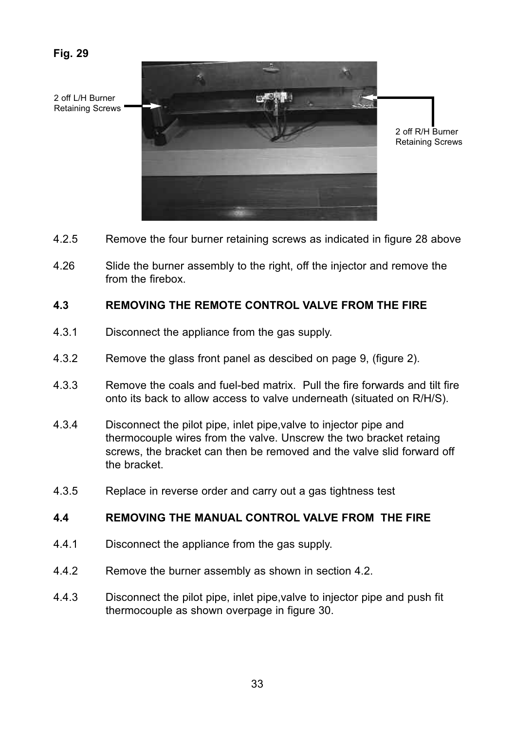**Fig. 29**

2 off L/H Burner Retaining Screws

2 off R/H Burner Retaining Screws

4.2.5 Remove the four burner retaining screws as indicated in figure 28 above

4.26 Slide the burner assembly to the right, off the injector and remove the from the firebox.

**4.3 REMOVING THE REMOTE CONTROL VALVE FROM THE FIRE**

4.3.1 Disconnect the appliance from the gas supply.

4.3.2 Remove the glass front panel as descibed on page 9, (figure 2).

4.3.3 Remove the coals and fuel-bed matrix. Pull the fire forwards and tilt fire onto its back to allow access to valve underneath (situated on R/H/S).

4.3.4 Disconnect the pilot pipe, inlet pipe,valve to injector pipe and thermocouple wires from the valve. Unscrew the two bracket retaing screws, the bracket can then be removed and the valve slid forward off the bracket.

4.3.5 Replace in reverse order and carry out a gas tightness test

**4.4 REMOVING THE MANUAL CONTROL VALVE FROM THE FIRE**

4.4.1 Disconnect the appliance from the gas supply.

4.4.2 Remove the burner assembly as shown in section 4.2.

4.4.3 Disconnect the pilot pipe, inlet pipe,valve to injector pipe and push fit thermocouple as shown overpage in figure 30.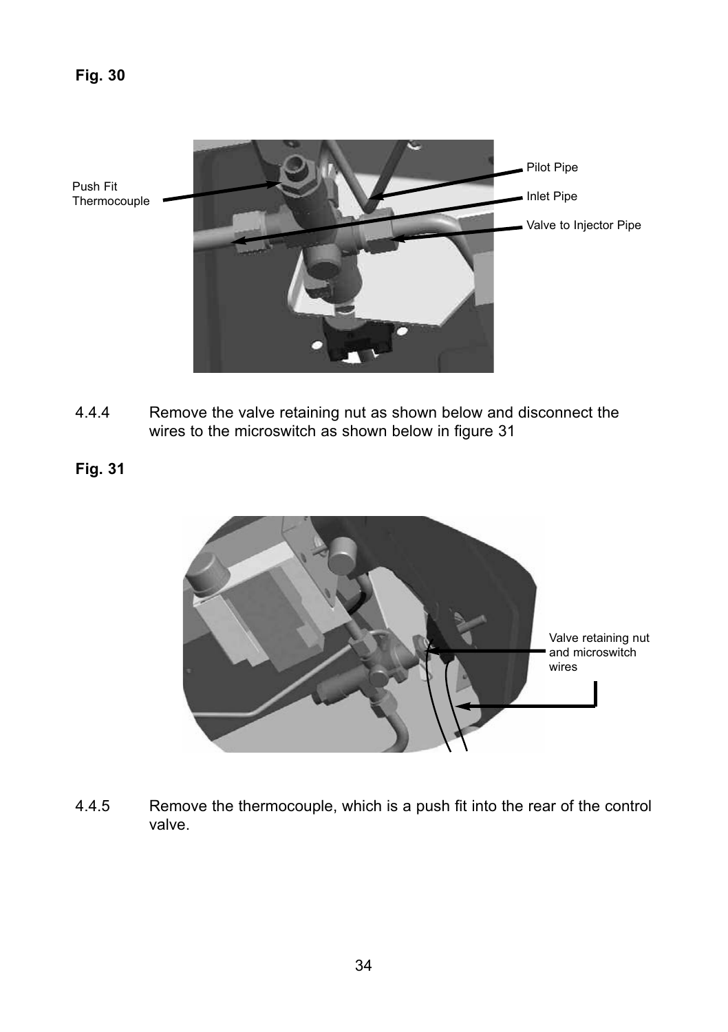**Fig. 30**

Push Fit Thermocouple

Pilot Pipe

Inlet Pipe

Valve to Injector Pipe

4.4.4 Remove the valve retaining nut as shown below and disconnect the wires to the microswitch as shown below in figure 31

**Fig. 31**

Valve retaining nut and microswitch wires

4.4.5 Remove the thermocouple, which is a push fit into the rear of the control valve.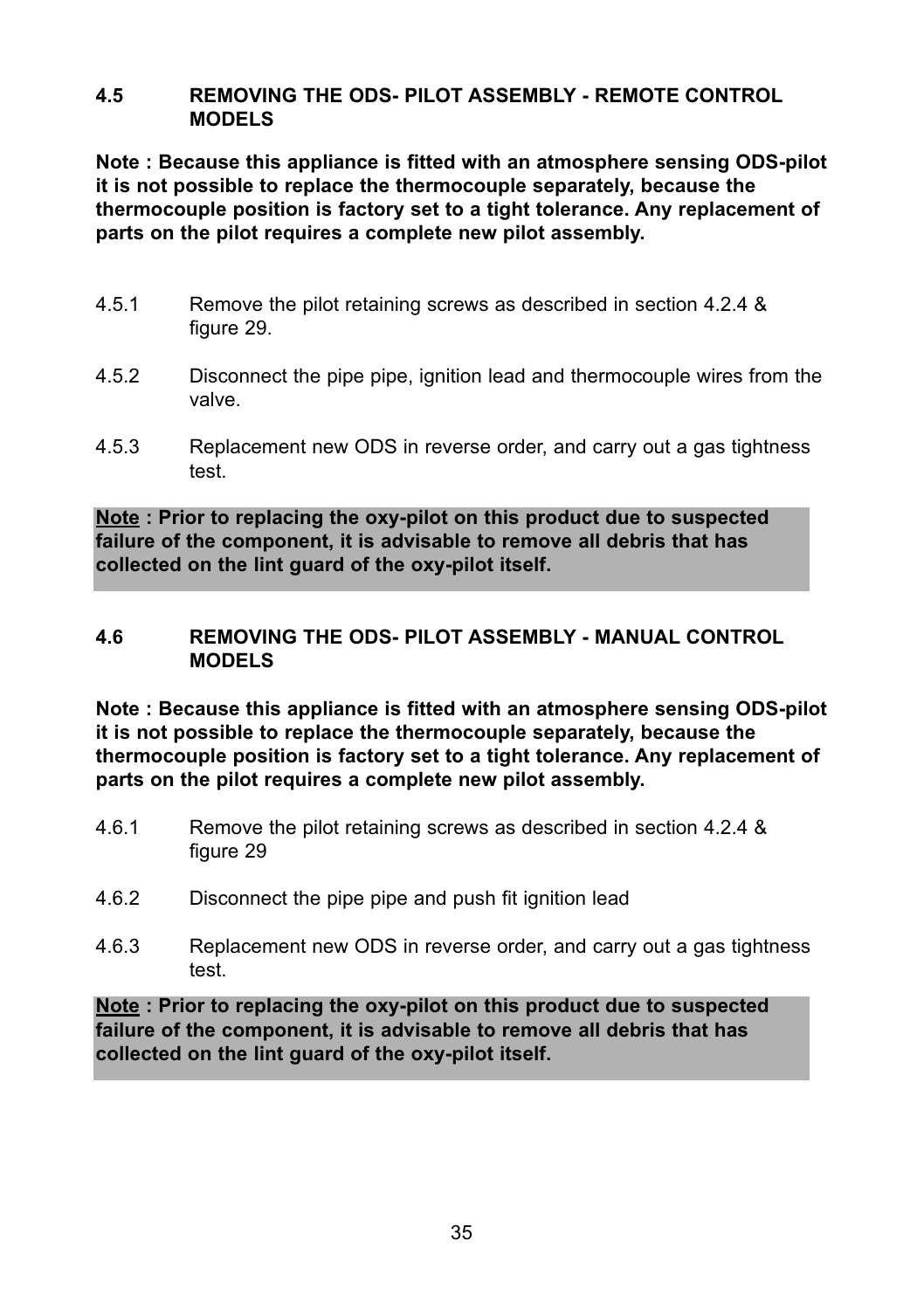## 4.5 REMOVING THE ODS- PILOT ASSEMBLY - REMOTE CONTROL MODELS

**Note : Because this appliance is fitted with an atmosphere sensing ODS-pilot it is not possible to replace the thermocouple separately, because the thermocouple position is factory set to a tight tolerance. Any replacement of parts on the pilot requires a complete new pilot assembly.**

4.5.1 Remove the pilot retaining screws as described in section 4.2.4 & figure 29.

4.5.2 Disconnect the pipe pipe, ignition lead and thermocouple wires from the valve.

4.5.3 Replacement new ODS in reverse order, and carry out a gas tightness test.

**<u>Note</u> : Prior to replacing the oxy-pilot on this product due to suspected failure of the component, it is advisable to remove all debris that has collected on the lint guard of the oxy-pilot itself.**

## 4.6 REMOVING THE ODS- PILOT ASSEMBLY - MANUAL CONTROL MODELS

**Note : Because this appliance is fitted with an atmosphere sensing ODS-pilot it is not possible to replace the thermocouple separately, because the thermocouple position is factory set to a tight tolerance. Any replacement of parts on the pilot requires a complete new pilot assembly.**

4.6.1 Remove the pilot retaining screws as described in section 4.2.4 & figure 29

4.6.2 Disconnect the pipe pipe and push fit ignition lead

4.6.3 Replacement new ODS in reverse order, and carry out a gas tightness test.

**<u>Note</u> : Prior to replacing the oxy-pilot on this product due to suspected failure of the component, it is advisable to remove all debris that has collected on the lint guard of the oxy-pilot itself.**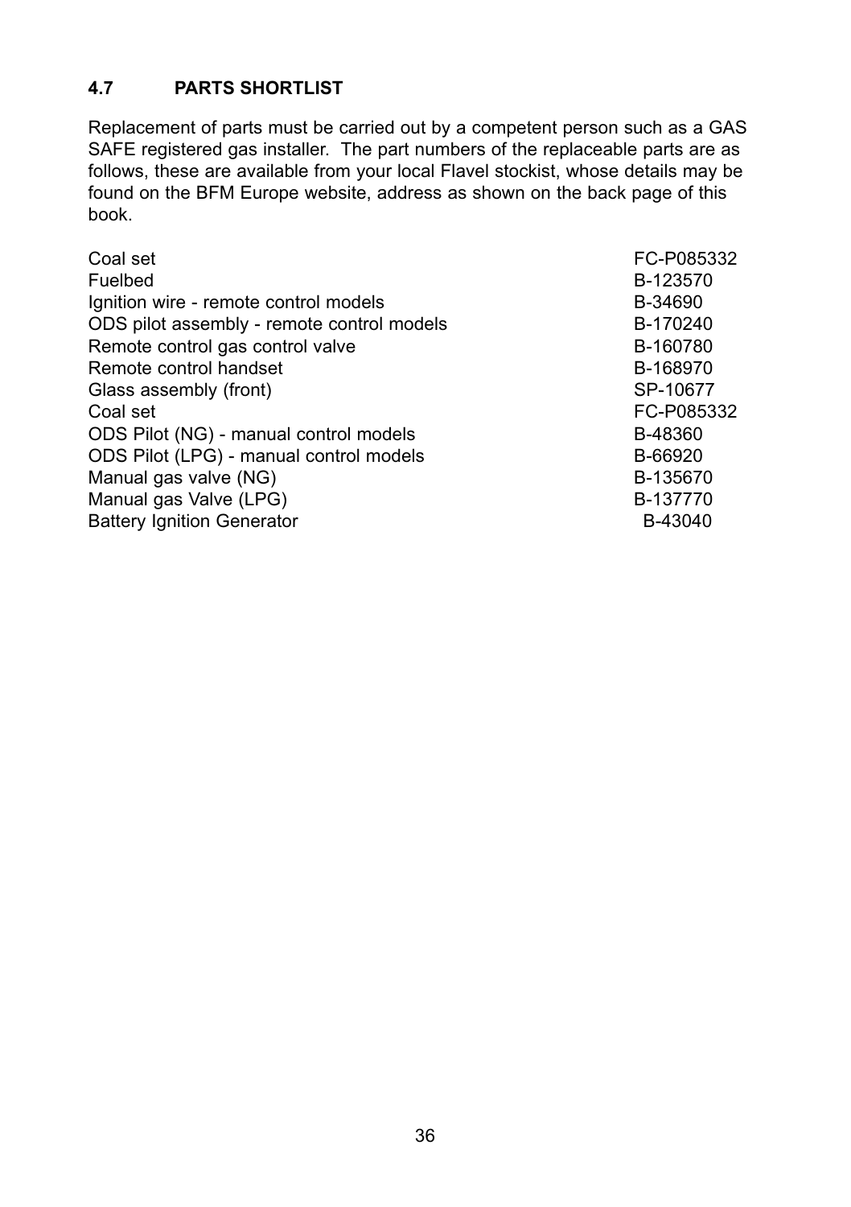## 4.7 PARTS SHORTLIST

Replacement of parts must be carried out by a competent person such as a GAS SAFE registered gas installer. The part numbers of the replaceable parts are as follows, these are available from your local Flavel stockist, whose details may be found on the BFM Europe website, address as shown on the back page of this book.

| | |
|---|---|
| Coal set | FC-P085332 |
| Fuelbed | B-123570 |
| Ignition wire - remote control models | B-34690 |
| ODS pilot assembly - remote control models | B-170240 |
| Remote control gas control valve | B-160780 |
| Remote control handset | B-168970 |
| Glass assembly (front) | SP-10677 |
| Coal set | FC-P085332 |
| ODS Pilot (NG) - manual control models | B-48360 |
| ODS Pilot (LPG) - manual control models | B-66920 |
| Manual gas valve (NG) | B-135670 |
| Manual gas Valve (LPG) | B-137770 |
| Battery Ignition Generator | B-43040 |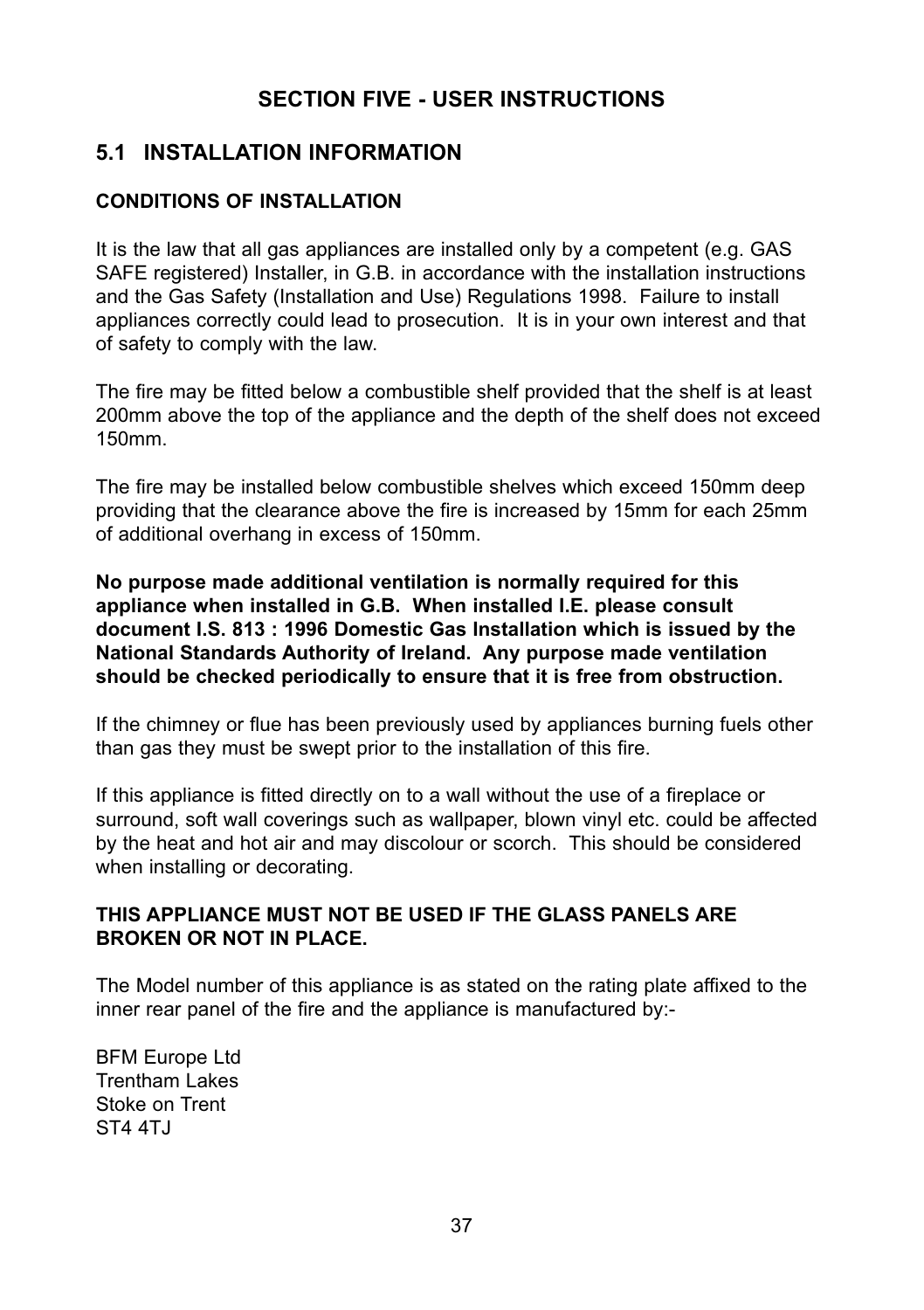## SECTION FIVE - USER INSTRUCTIONS

### 5.1 INSTALLATION INFORMATION

**CONDITIONS OF INSTALLATION**

It is the law that all gas appliances are installed only by a competent (e.g. GAS SAFE registered) Installer, in G.B. in accordance with the installation instructions and the Gas Safety (Installation and Use) Regulations 1998. Failure to install appliances correctly could lead to prosecution. It is in your own interest and that of safety to comply with the law.

The fire may be fitted below a combustible shelf provided that the shelf is at least 200mm above the top of the appliance and the depth of the shelf does not exceed 150mm.

The fire may be installed below combustible shelves which exceed 150mm deep providing that the clearance above the fire is increased by 15mm for each 25mm of additional overhang in excess of 150mm.

**No purpose made additional ventilation is normally required for this appliance when installed in G.B. When installed I.E. please consult document I.S. 813 : 1996 Domestic Gas Installation which is issued by the National Standards Authority of Ireland. Any purpose made ventilation should be checked periodically to ensure that it is free from obstruction.**

If the chimney or flue has been previously used by appliances burning fuels other than gas they must be swept prior to the installation of this fire.

If this appliance is fitted directly on to a wall without the use of a fireplace or surround, soft wall coverings such as wallpaper, blown vinyl etc. could be affected by the heat and hot air and may discolour or scorch. This should be considered when installing or decorating.

**THIS APPLIANCE MUST NOT BE USED IF THE GLASS PANELS ARE BROKEN OR NOT IN PLACE.**

The Model number of this appliance is as stated on the rating plate affixed to the inner rear panel of the fire and the appliance is manufactured by:-

BFM Europe Ltd
Trentham Lakes
Stoke on Trent
ST4 4TJ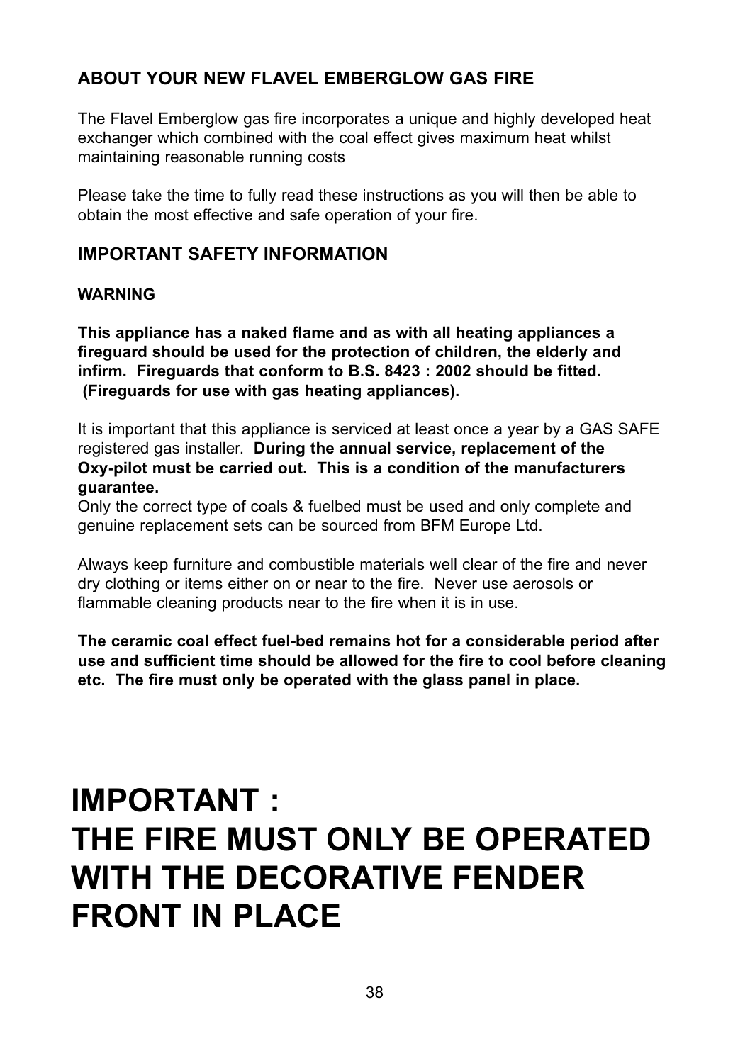## ABOUT YOUR NEW FLAVEL EMBERGLOW GAS FIRE

The Flavel Emberglow gas fire incorporates a unique and highly developed heat exchanger which combined with the coal effect gives maximum heat whilst maintaining reasonable running costs

Please take the time to fully read these instructions as you will then be able to obtain the most effective and safe operation of your fire.

## IMPORTANT SAFETY INFORMATION

### WARNING

**This appliance has a naked flame and as with all heating appliances a fireguard should be used for the protection of children, the elderly and infirm. Fireguards that conform to B.S. 8423 : 2002 should be fitted. (Fireguards for use with gas heating appliances).**

It is important that this appliance is serviced at least once a year by a GAS SAFE registered gas installer. **During the annual service, replacement of the Oxy-pilot must be carried out. This is a condition of the manufacturers guarantee.**

Only the correct type of coals & fuelbed must be used and only complete and genuine replacement sets can be sourced from BFM Europe Ltd.

Always keep furniture and combustible materials well clear of the fire and never dry clothing or items either on or near to the fire. Never use aerosols or flammable cleaning products near to the fire when it is in use.

**The ceramic coal effect fuel-bed remains hot for a considerable period after use and sufficient time should be allowed for the fire to cool before cleaning etc. The fire must only be operated with the glass panel in place.**

# IMPORTANT : THE FIRE MUST ONLY BE OPERATED WITH THE DECORATIVE FENDER FRONT IN PLACE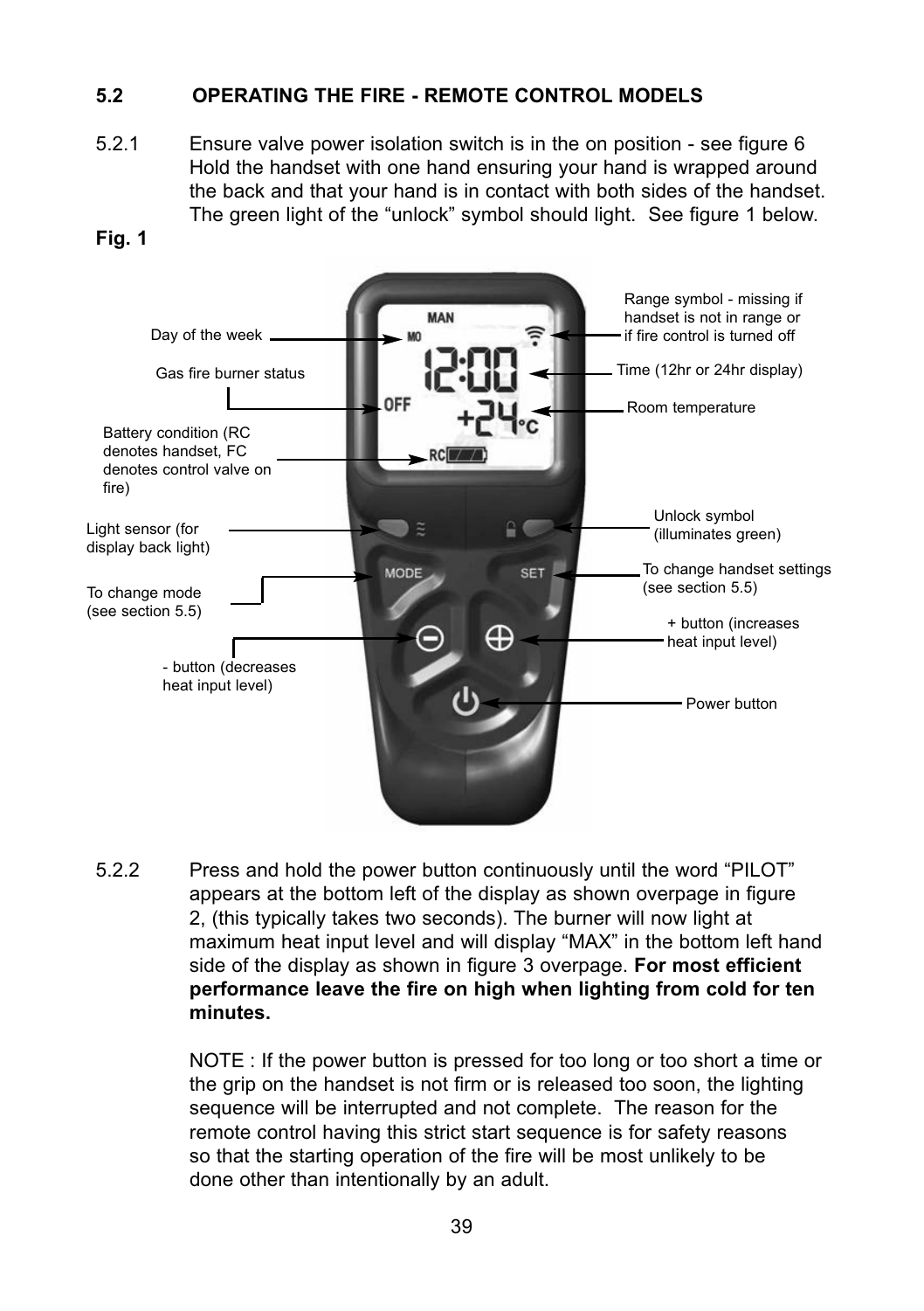## 5.2 OPERATING THE FIRE - REMOTE CONTROL MODELS

5.2.1 Ensure valve power isolation switch is in the on position - see figure 6 Hold the handset with one hand ensuring your hand is wrapped around the back and that your hand is in contact with both sides of the handset. The green light of the "unlock" symbol should light. See figure 1 below.

**Fig. 1**

Day of the week

Gas fire burner status

Battery condition (RC denotes handset, FC denotes control valve on fire)

Light sensor (for display back light)

To change mode (see section 5.5)

- button (decreases heat input level)

Range symbol - missing if handset is not in range or if fire control is turned off

Time (12hr or 24hr display)

Room temperature

Unlock symbol (illuminates green)

To change handset settings (see section 5.5)

+ button (increases heat input level)

Power button

5.2.2 Press and hold the power button continuously until the word "PILOT" appears at the bottom left of the display as shown overpage in figure 2, (this typically takes two seconds). The burner will now light at maximum heat input level and will display "MAX" in the bottom left hand side of the display as shown in figure 3 overpage. **For most efficient performance leave the fire on high when lighting from cold for ten minutes.**

NOTE : If the power button is pressed for too long or too short a time or the grip on the handset is not firm or is released too soon, the lighting sequence will be interrupted and not complete. The reason for the remote control having this strict start sequence is for safety reasons so that the starting operation of the fire will be most unlikely to be done other than intentionally by an adult.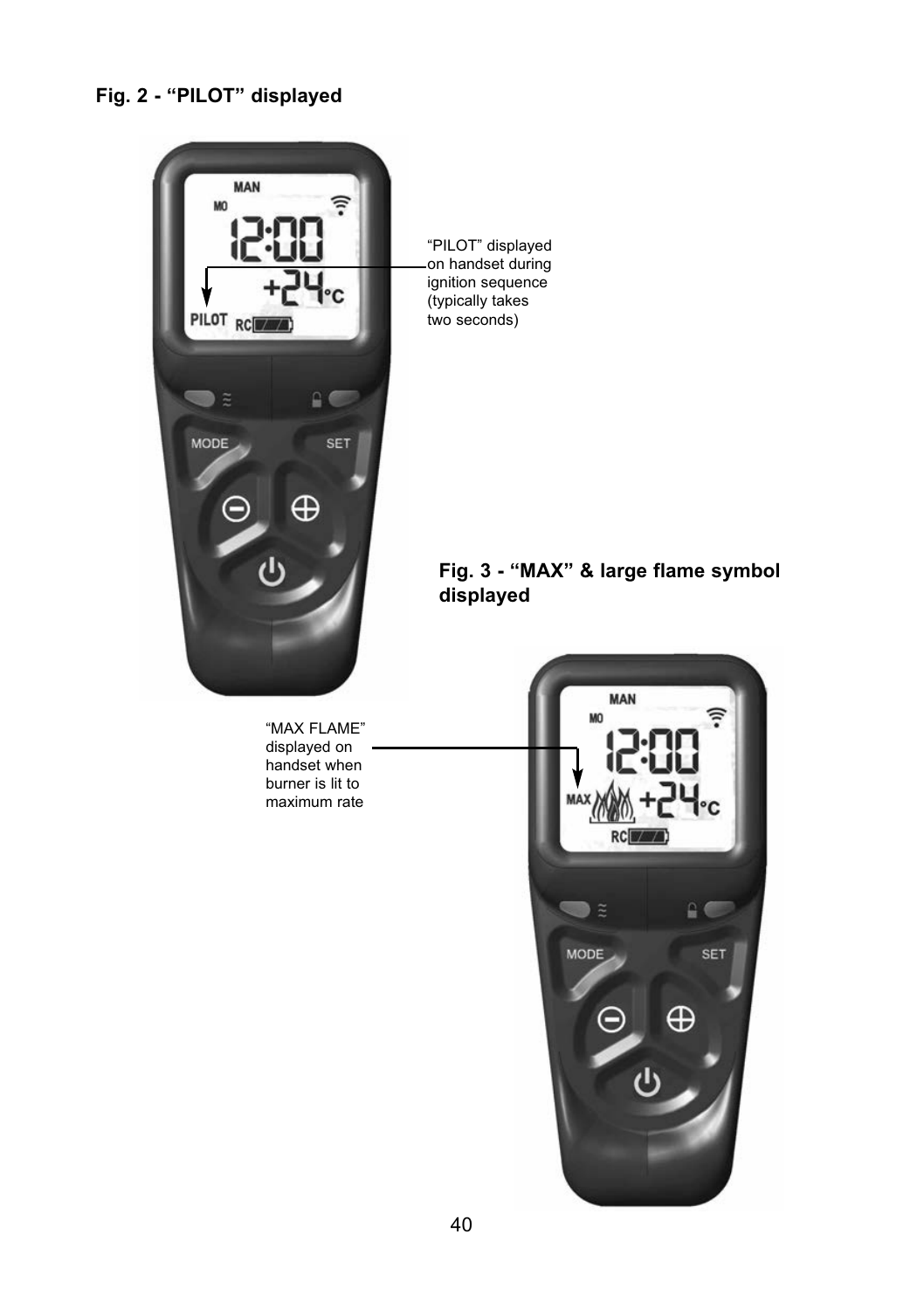**Fig. 2 - “PILOT” displayed**

“PILOT” displayed on handset during ignition sequence (typically takes two seconds)

**Fig. 3 - “MAX” & large flame symbol displayed**

“MAX FLAME” displayed on handset when burner is lit to maximum rate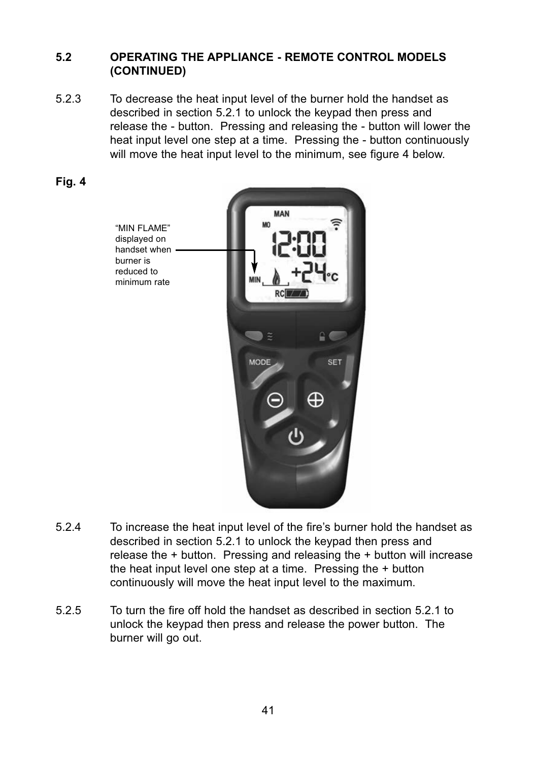### 5.2 OPERATING THE APPLIANCE - REMOTE CONTROL MODELS (CONTINUED)

5.2.3 To decrease the heat input level of the burner hold the handset as described in section 5.2.1 to unlock the keypad then press and release the - button. Pressing and releasing the - button will lower the heat input level one step at a time. Pressing the - button continuously will move the heat input level to the minimum, see figure 4 below.

**Fig. 4**

"MIN FLAME" displayed on handset when burner is reduced to minimum rate

5.2.4 To increase the heat input level of the fire's burner hold the handset as described in section 5.2.1 to unlock the keypad then press and release the + button. Pressing and releasing the + button will increase the heat input level one step at a time. Pressing the + button continuously will move the heat input level to the maximum.

5.2.5 To turn the fire off hold the handset as described in section 5.2.1 to unlock the keypad then press and release the power button. The burner will go out.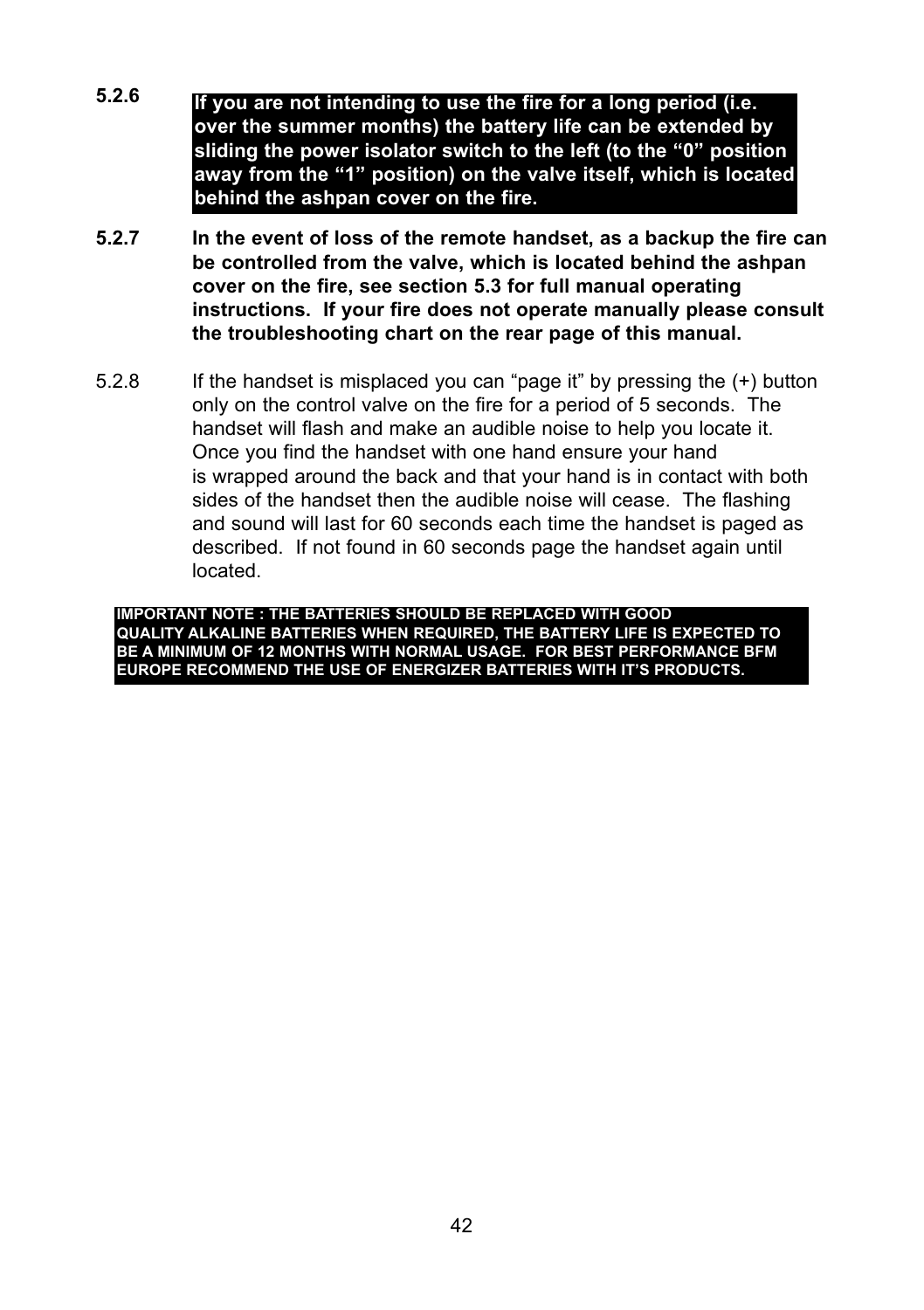**5.2.6** **If you are not intending to use the fire for a long period (i.e. over the summer months) the battery life can be extended by sliding the power isolator switch to the left (to the "0" position away from the "1" position) on the valve itself, which is located behind the ashpan cover on the fire.**

**5.2.7** **In the event of loss of the remote handset, as a backup the fire can be controlled from the valve, which is located behind the ashpan cover on the fire, see section 5.3 for full manual operating instructions. If your fire does not operate manually please consult the troubleshooting chart on the rear page of this manual.**

5.2.8 If the handset is misplaced you can "page it" by pressing the (+) button only on the control valve on the fire for a period of 5 seconds. The handset will flash and make an audible noise to help you locate it. Once you find the handset with one hand ensure your hand is wrapped around the back and that your hand is in contact with both sides of the handset then the audible noise will cease. The flashing and sound will last for 60 seconds each time the handset is paged as described. If not found in 60 seconds page the handset again until located.

**IMPORTANT NOTE : THE BATTERIES SHOULD BE REPLACED WITH GOOD QUALITY ALKALINE BATTERIES WHEN REQUIRED, THE BATTERY LIFE IS EXPECTED TO BE A MINIMUM OF 12 MONTHS WITH NORMAL USAGE. FOR BEST PERFORMANCE BFM EUROPE RECOMMEND THE USE OF ENERGIZER BATTERIES WITH IT'S PRODUCTS.**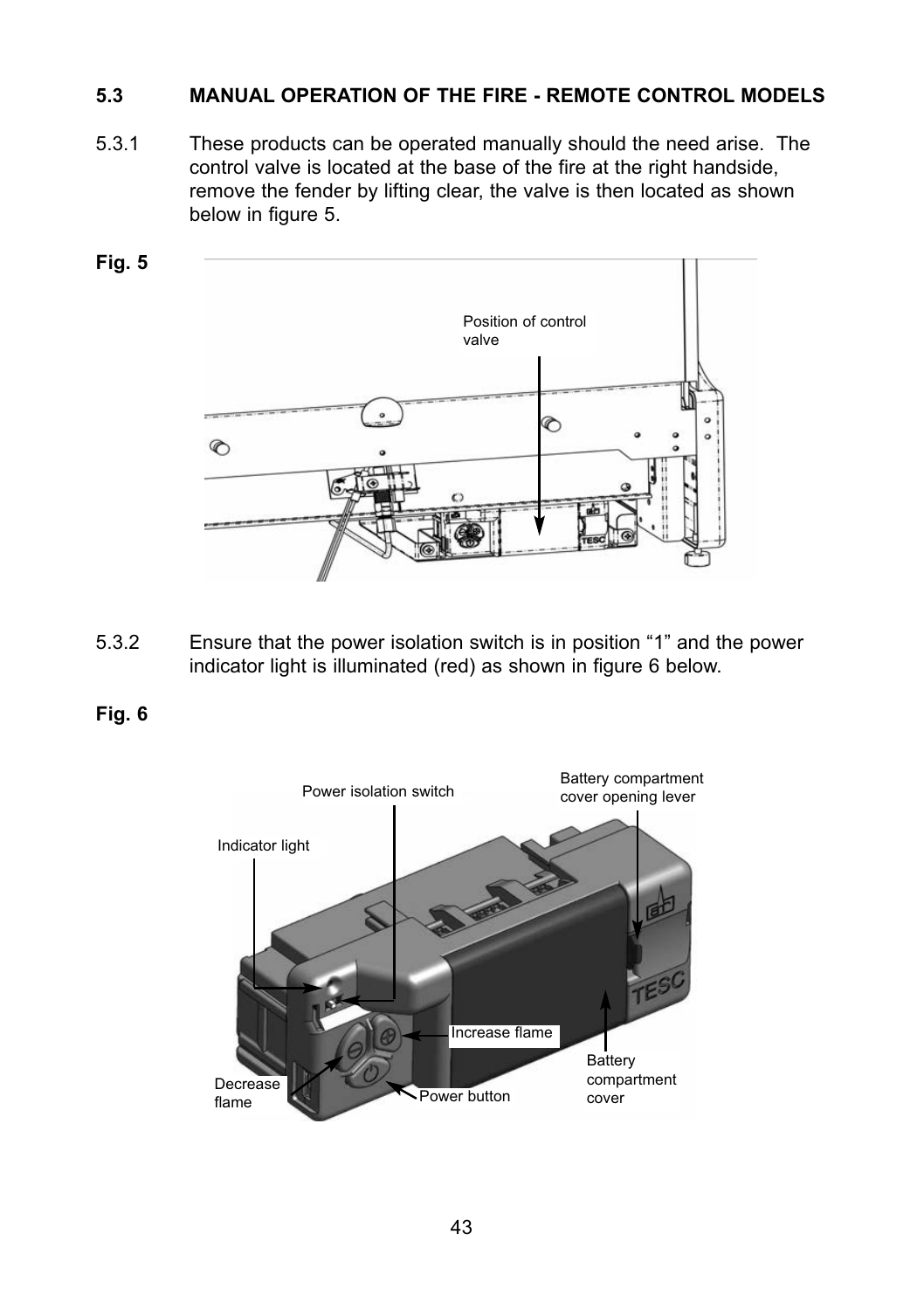### 5.3 MANUAL OPERATION OF THE FIRE - REMOTE CONTROL MODELS

5.3.1 These products can be operated manually should the need arise. The control valve is located at the base of the fire at the right handside, remove the fender by lifting clear, the valve is then located as shown below in figure 5.

**Fig. 5**

5.3.2 Ensure that the power isolation switch is in position "1" and the power indicator light is illuminated (red) as shown in figure 6 below.

**Fig. 6**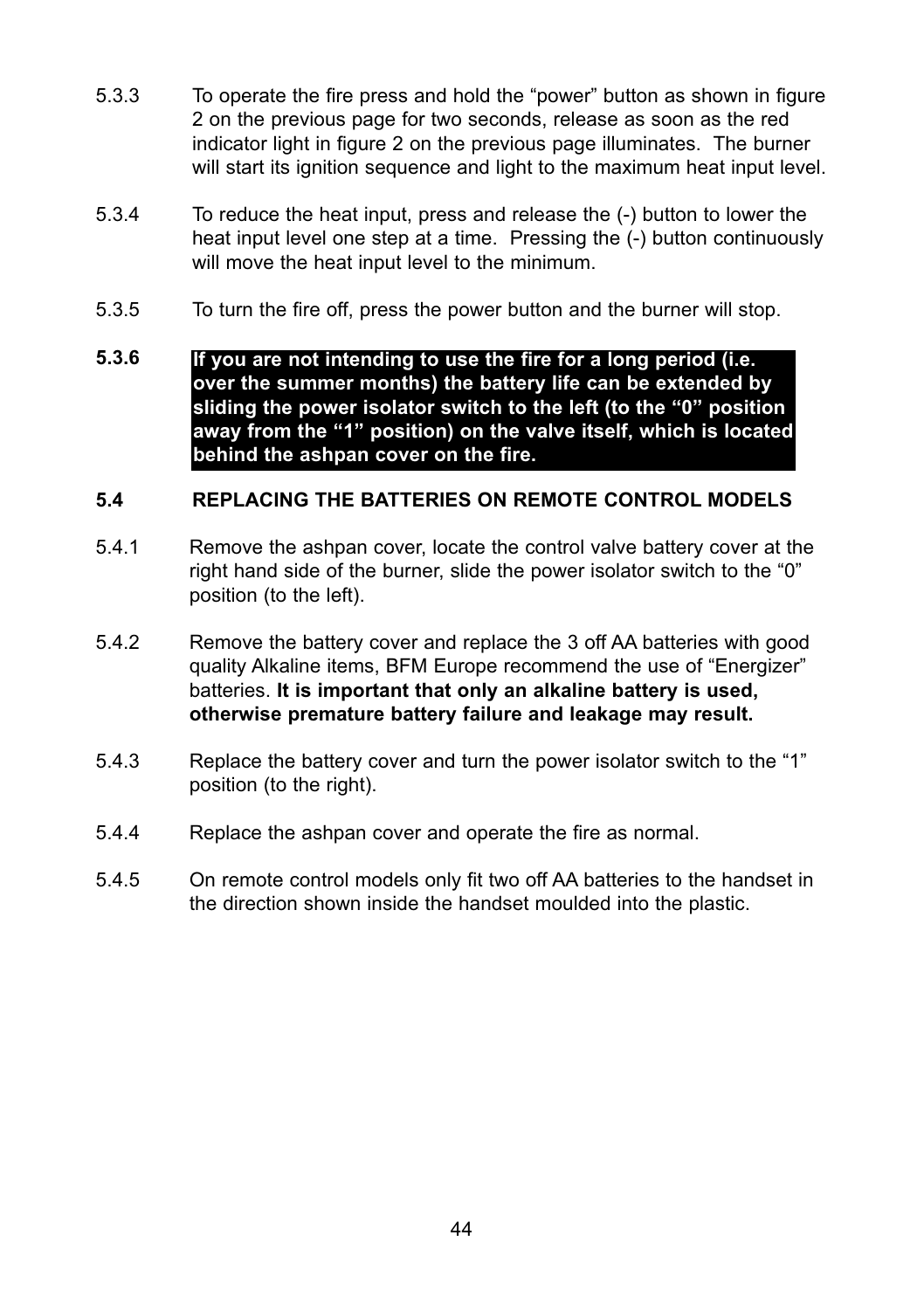5.3.3 To operate the fire press and hold the "power" button as shown in figure 2 on the previous page for two seconds, release as soon as the red indicator light in figure 2 on the previous page illuminates. The burner will start its ignition sequence and light to the maximum heat input level.

5.3.4 To reduce the heat input, press and release the (-) button to lower the heat input level one step at a time. Pressing the (-) button continuously will move the heat input level to the minimum.

5.3.5 To turn the fire off, press the power button and the burner will stop.

**5.3.6 If you are not intending to use the fire for a long period (i.e. over the summer months) the battery life can be extended by sliding the power isolator switch to the left (to the "0" position away from the "1" position) on the valve itself, which is located behind the ashpan cover on the fire.**

### 5.4 REPLACING THE BATTERIES ON REMOTE CONTROL MODELS

5.4.1 Remove the ashpan cover, locate the control valve battery cover at the right hand side of the burner, slide the power isolator switch to the "0" position (to the left).

5.4.2 Remove the battery cover and replace the 3 off AA batteries with good quality Alkaline items, BFM Europe recommend the use of "Energizer" batteries. **It is important that only an alkaline battery is used, otherwise premature battery failure and leakage may result.**

5.4.3 Replace the battery cover and turn the power isolator switch to the "1" position (to the right).

5.4.4 Replace the ashpan cover and operate the fire as normal.

5.4.5 On remote control models only fit two off AA batteries to the handset in the direction shown inside the handset moulded into the plastic.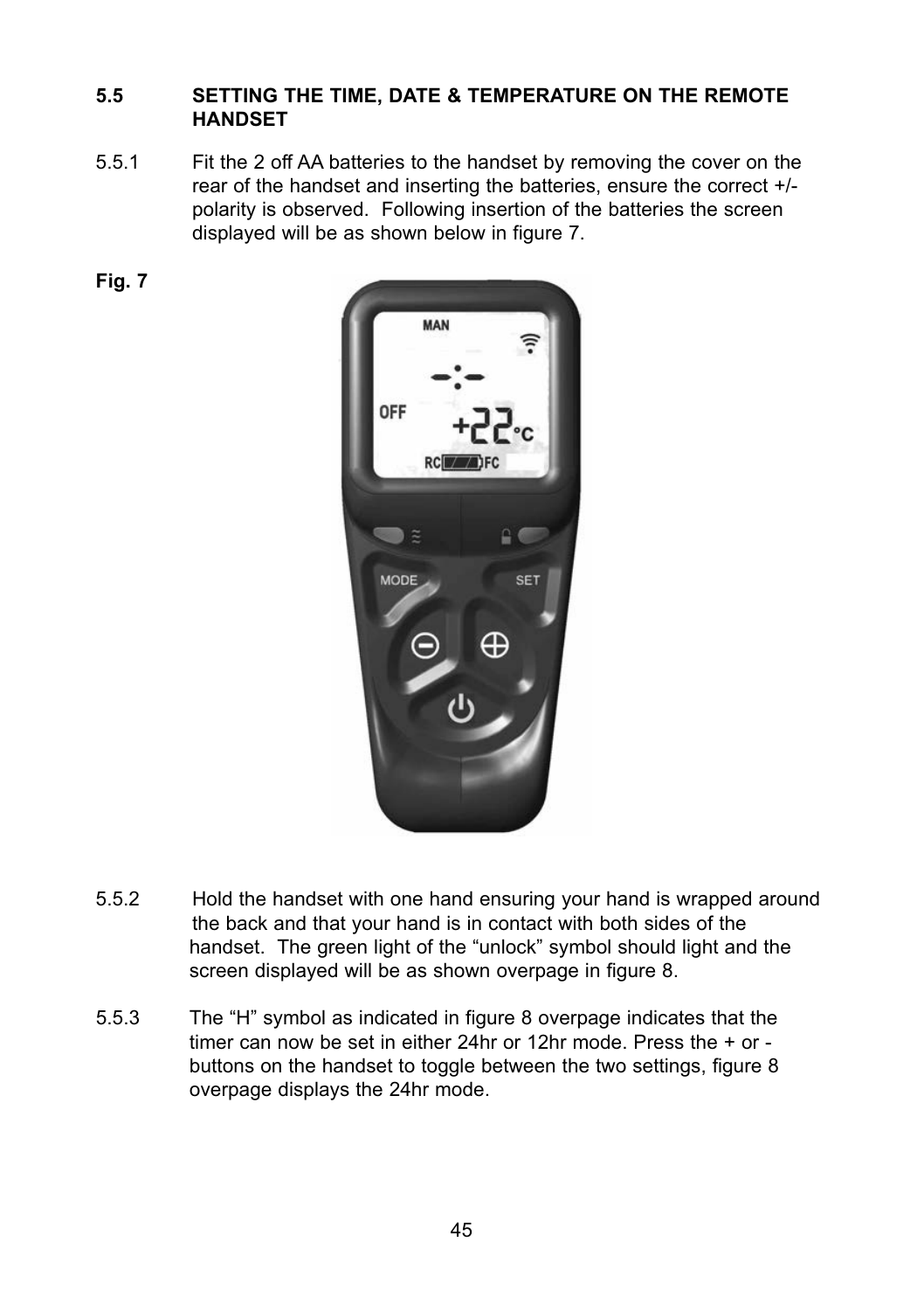### 5.5 SETTING THE TIME, DATE & TEMPERATURE ON THE REMOTE HANDSET

5.5.1 Fit the 2 off AA batteries to the handset by removing the cover on the rear of the handset and inserting the batteries, ensure the correct +/- polarity is observed. Following insertion of the batteries the screen displayed will be as shown below in figure 7.

**Fig. 7**

5.5.2 Hold the handset with one hand ensuring your hand is wrapped around the back and that your hand is in contact with both sides of the handset. The green light of the “unlock” symbol should light and the screen displayed will be as shown overpage in figure 8.

5.5.3 The “H” symbol as indicated in figure 8 overpage indicates that the timer can now be set in either 24hr or 12hr mode. Press the + or - buttons on the handset to toggle between the two settings, figure 8 overpage displays the 24hr mode.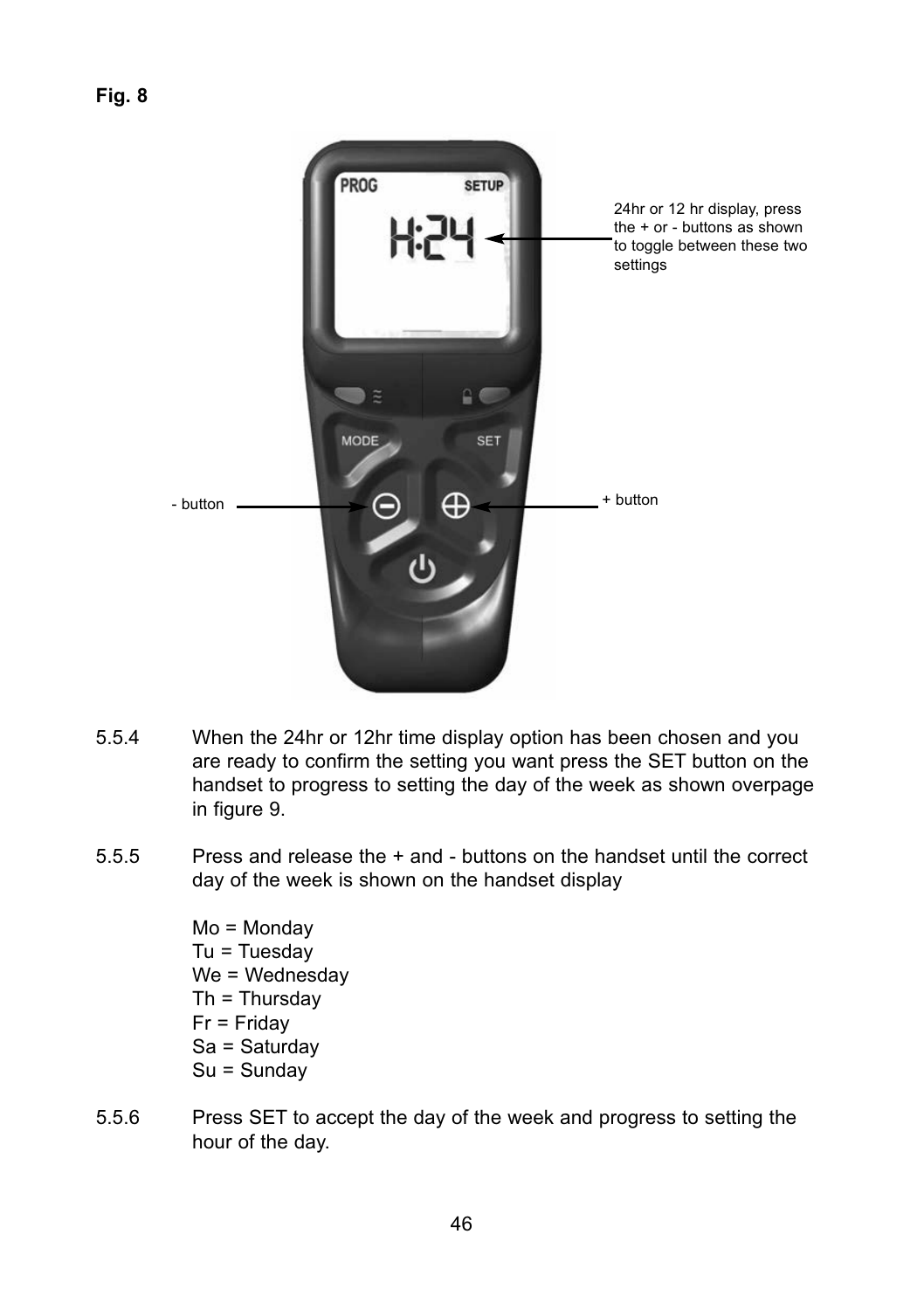**Fig. 8**

24hr or 12 hr display, press the + or - buttons as shown to toggle between these two settings

- button

+ button

5.5.4 When the 24hr or 12hr time display option has been chosen and you are ready to confirm the setting you want press the SET button on the handset to progress to setting the day of the week as shown overpage in figure 9.

5.5.5 Press and release the + and - buttons on the handset until the correct day of the week is shown on the handset display

Mo = Monday
Tu = Tuesday
We = Wednesday
Th = Thursday
Fr = Friday
Sa = Saturday
Su = Sunday

5.5.6 Press SET to accept the day of the week and progress to setting the hour of the day.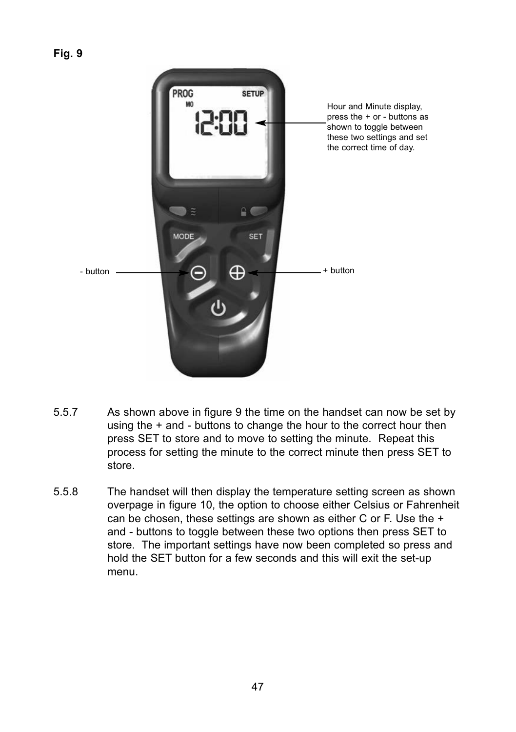**Fig. 9**

Hour and Minute display, press the + or - buttons as shown to toggle between these two settings and set the correct time of day.

- button

+ button

5.5.7 As shown above in figure 9 the time on the handset can now be set by using the + and - buttons to change the hour to the correct hour then press SET to store and to move to setting the minute. Repeat this process for setting the minute to the correct minute then press SET to store.

5.5.8 The handset will then display the temperature setting screen as shown overpage in figure 10, the option to choose either Celsius or Fahrenheit can be chosen, these settings are shown as either C or F. Use the + and - buttons to toggle between these two options then press SET to store. The important settings have now been completed so press and hold the SET button for a few seconds and this will exit the set-up menu.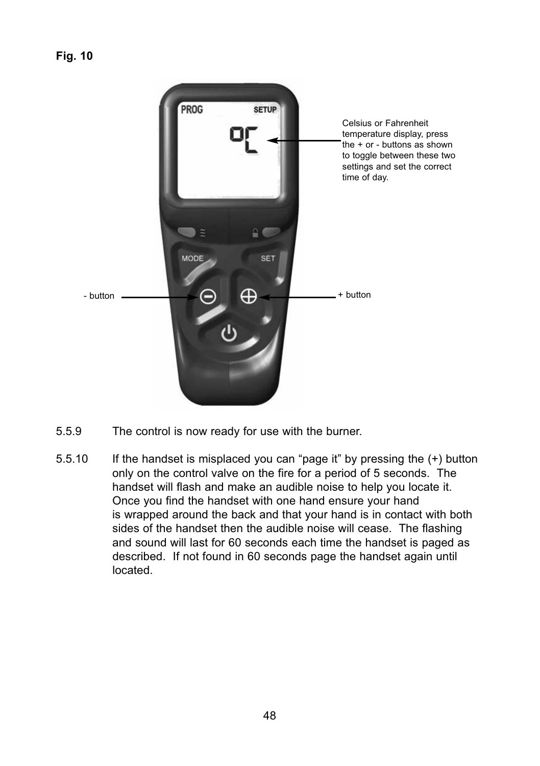**Fig. 10**

Celsius or Fahrenheit temperature display, press the + or - buttons as shown to toggle between these two settings and set the correct time of day.

- button

+ button

5.5.9 The control is now ready for use with the burner.

5.5.10 If the handset is misplaced you can “page it” by pressing the (+) button only on the control valve on the fire for a period of 5 seconds. The handset will flash and make an audible noise to help you locate it. Once you find the handset with one hand ensure your hand is wrapped around the back and that your hand is in contact with both sides of the handset then the audible noise will cease. The flashing and sound will last for 60 seconds each time the handset is paged as described. If not found in 60 seconds page the handset again until located.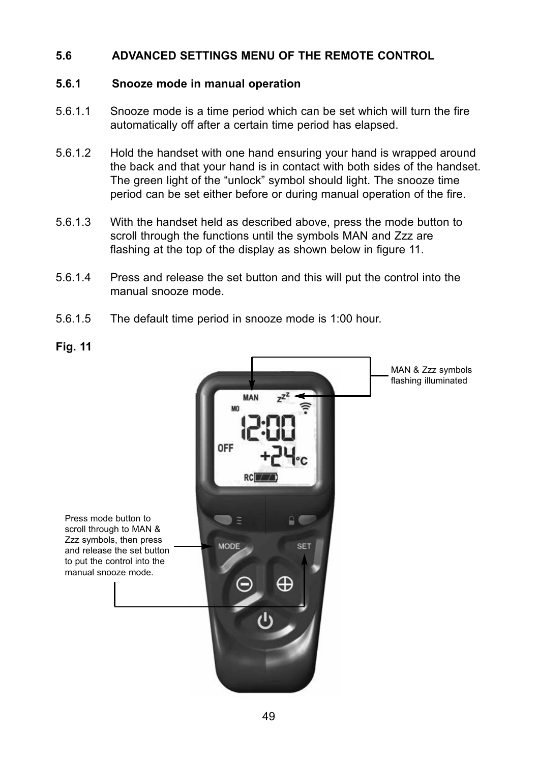## 5.6 ADVANCED SETTINGS MENU OF THE REMOTE CONTROL

### 5.6.1 Snooze mode in manual operation

5.6.1.1 Snooze mode is a time period which can be set which will turn the fire automatically off after a certain time period has elapsed.

5.6.1.2 Hold the handset with one hand ensuring your hand is wrapped around the back and that your hand is in contact with both sides of the handset. The green light of the “unlock” symbol should light. The snooze time period can be set either before or during manual operation of the fire.

5.6.1.3 With the handset held as described above, press the mode button to scroll through the functions until the symbols MAN and Zzz are flashing at the top of the display as shown below in figure 11.

5.6.1.4 Press and release the set button and this will put the control into the manual snooze mode.

5.6.1.5 The default time period in snooze mode is 1:00 hour.

**Fig. 11**

MAN & Zzz symbols flashing illuminated

Press mode button to scroll through to MAN & Zzz symbols, then press and release the set button to put the control into the manual snooze mode.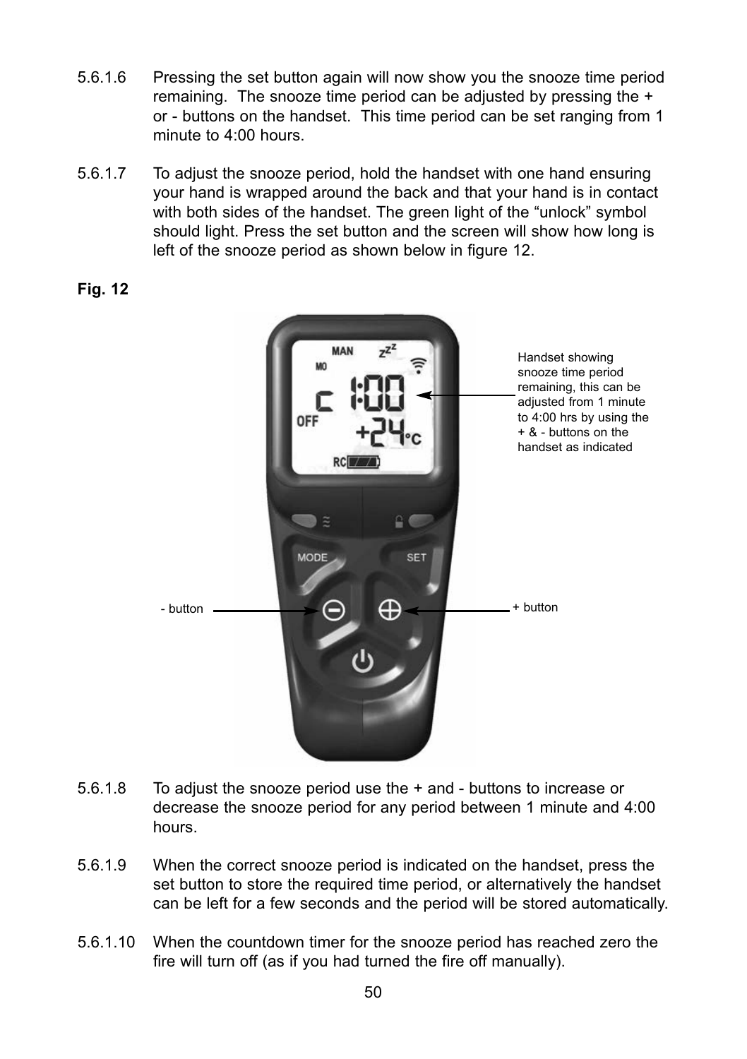5.6.1.6 Pressing the set button again will now show you the snooze time period remaining. The snooze time period can be adjusted by pressing the + or - buttons on the handset. This time period can be set ranging from 1 minute to 4:00 hours.

5.6.1.7 To adjust the snooze period, hold the handset with one hand ensuring your hand is wrapped around the back and that your hand is in contact with both sides of the handset. The green light of the "unlock" symbol should light. Press the set button and the screen will show how long is left of the snooze period as shown below in figure 12.

**Fig. 12**

Handset showing snooze time period remaining, this can be adjusted from 1 minute to 4:00 hrs by using the + & - buttons on the handset as indicated

- button

+ button

5.6.1.8 To adjust the snooze period use the + and - buttons to increase or decrease the snooze period for any period between 1 minute and 4:00 hours.

5.6.1.9 When the correct snooze period is indicated on the handset, press the set button to store the required time period, or alternatively the handset can be left for a few seconds and the period will be stored automatically.

5.6.1.10 When the countdown timer for the snooze period has reached zero the fire will turn off (as if you had turned the fire off manually).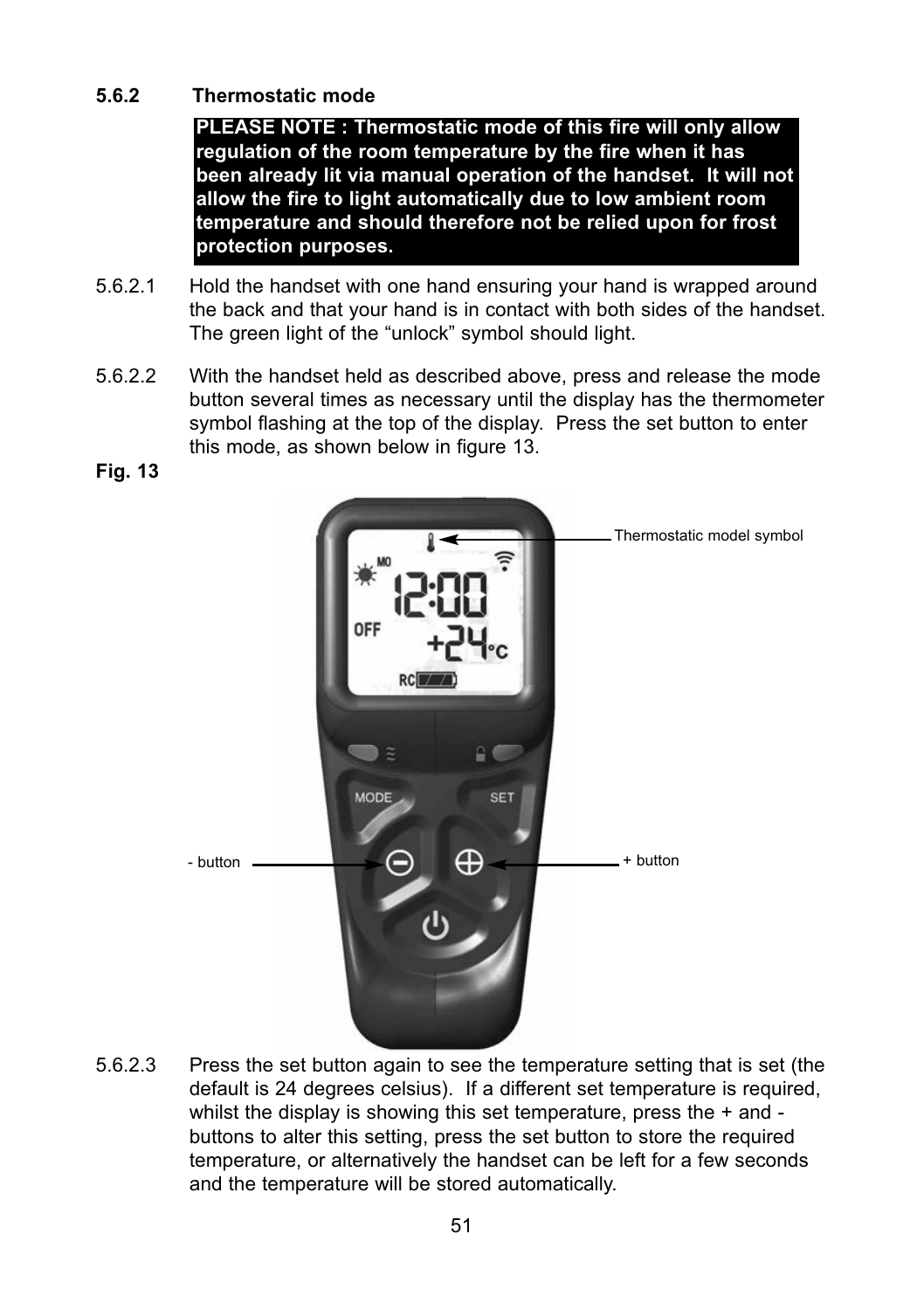### 5.6.2 Thermostatic mode

**PLEASE NOTE : Thermostatic mode of this fire will only allow regulation of the room temperature by the fire when it has been already lit via manual operation of the handset. It will not allow the fire to light automatically due to low ambient room temperature and should therefore not be relied upon for frost protection purposes.**

5.6.2.1 Hold the handset with one hand ensuring your hand is wrapped around the back and that your hand is in contact with both sides of the handset. The green light of the “unlock” symbol should light.

5.6.2.2 With the handset held as described above, press and release the mode button several times as necessary until the display has the thermometer symbol flashing at the top of the display. Press the set button to enter this mode, as shown below in figure 13.

**Fig. 13**

Thermostatic model symbol

- button

+ button

5.6.2.3 Press the set button again to see the temperature setting that is set (the default is 24 degrees celsius). If a different set temperature is required, whilst the display is showing this set temperature, press the + and - buttons to alter this setting, press the set button to store the required temperature, or alternatively the handset can be left for a few seconds and the temperature will be stored automatically.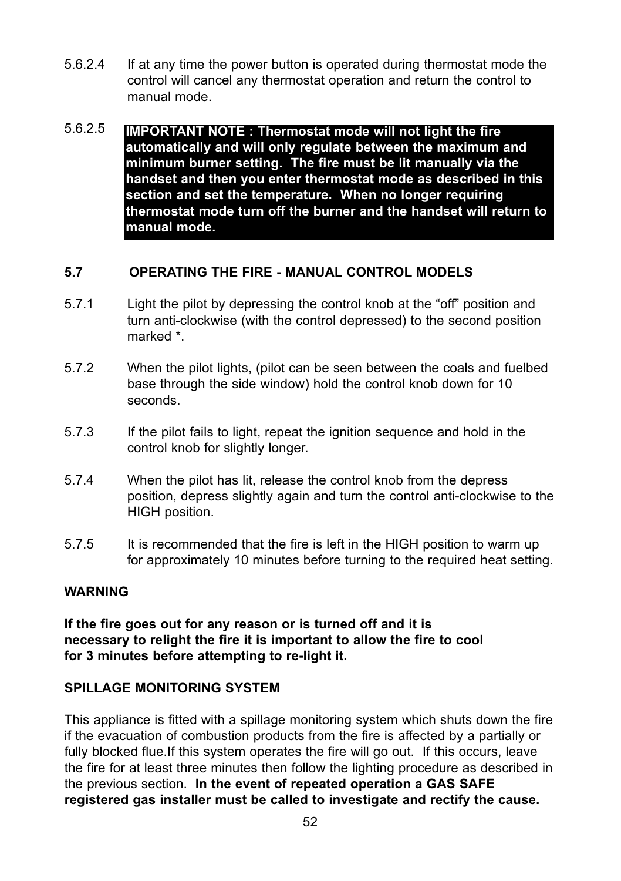5.6.2.4 If at any time the power button is operated during thermostat mode the control will cancel any thermostat operation and return the control to manual mode.

5.6.2.5 **IMPORTANT NOTE : Thermostat mode will not light the fire automatically and will only regulate between the maximum and minimum burner setting. The fire must be lit manually via the handset and then you enter thermostat mode as described in this section and set the temperature. When no longer requiring thermostat mode turn off the burner and the handset will return to manual mode.**

## 5.7 OPERATING THE FIRE - MANUAL CONTROL MODELS

5.7.1 Light the pilot by depressing the control knob at the “off” position and turn anti-clockwise (with the control depressed) to the second position marked *.

5.7.2 When the pilot lights, (pilot can be seen between the coals and fuelbed base through the side window) hold the control knob down for 10 seconds.

5.7.3 If the pilot fails to light, repeat the ignition sequence and hold in the control knob for slightly longer.

5.7.4 When the pilot has lit, release the control knob from the depress position, depress slightly again and turn the control anti-clockwise to the HIGH position.

5.7.5 It is recommended that the fire is left in the HIGH position to warm up for approximately 10 minutes before turning to the required heat setting.

**WARNING**

**If the fire goes out for any reason or is turned off and it is necessary to relight the fire it is important to allow the fire to cool for 3 minutes before attempting to re-light it.**

**SPILLAGE MONITORING SYSTEM**

This appliance is fitted with a spillage monitoring system which shuts down the fire if the evacuation of combustion products from the fire is affected by a partially or fully blocked flue.If this system operates the fire will go out. If this occurs, leave the fire for at least three minutes then follow the lighting procedure as described in the previous section. **In the event of repeated operation a GAS SAFE registered gas installer must be called to investigate and rectify the cause.**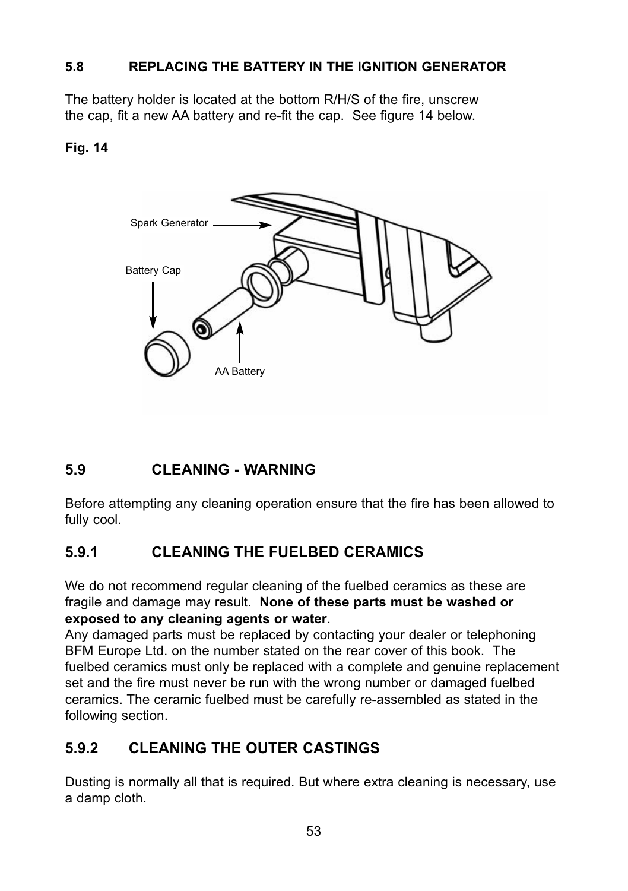### 5.8 REPLACING THE BATTERY IN THE IGNITION GENERATOR

The battery holder is located at the bottom R/H/S of the fire, unscrew the cap, fit a new AA battery and re-fit the cap. See figure 14 below.

**Fig. 14**

Spark Generator

Battery Cap

AA Battery

### 5.9 CLEANING - WARNING

Before attempting any cleaning operation ensure that the fire has been allowed to fully cool.

### 5.9.1 CLEANING THE FUELBED CERAMICS

We do not recommend regular cleaning of the fuelbed ceramics as these are fragile and damage may result. **None of these parts must be washed or exposed to any cleaning agents or water**.

Any damaged parts must be replaced by contacting your dealer or telephoning BFM Europe Ltd. on the number stated on the rear cover of this book. The fuelbed ceramics must only be replaced with a complete and genuine replacement set and the fire must never be run with the wrong number or damaged fuelbed ceramics. The ceramic fuelbed must be carefully re-assembled as stated in the following section.

### 5.9.2 CLEANING THE OUTER CASTINGS

Dusting is normally all that is required. But where extra cleaning is necessary, use a damp cloth.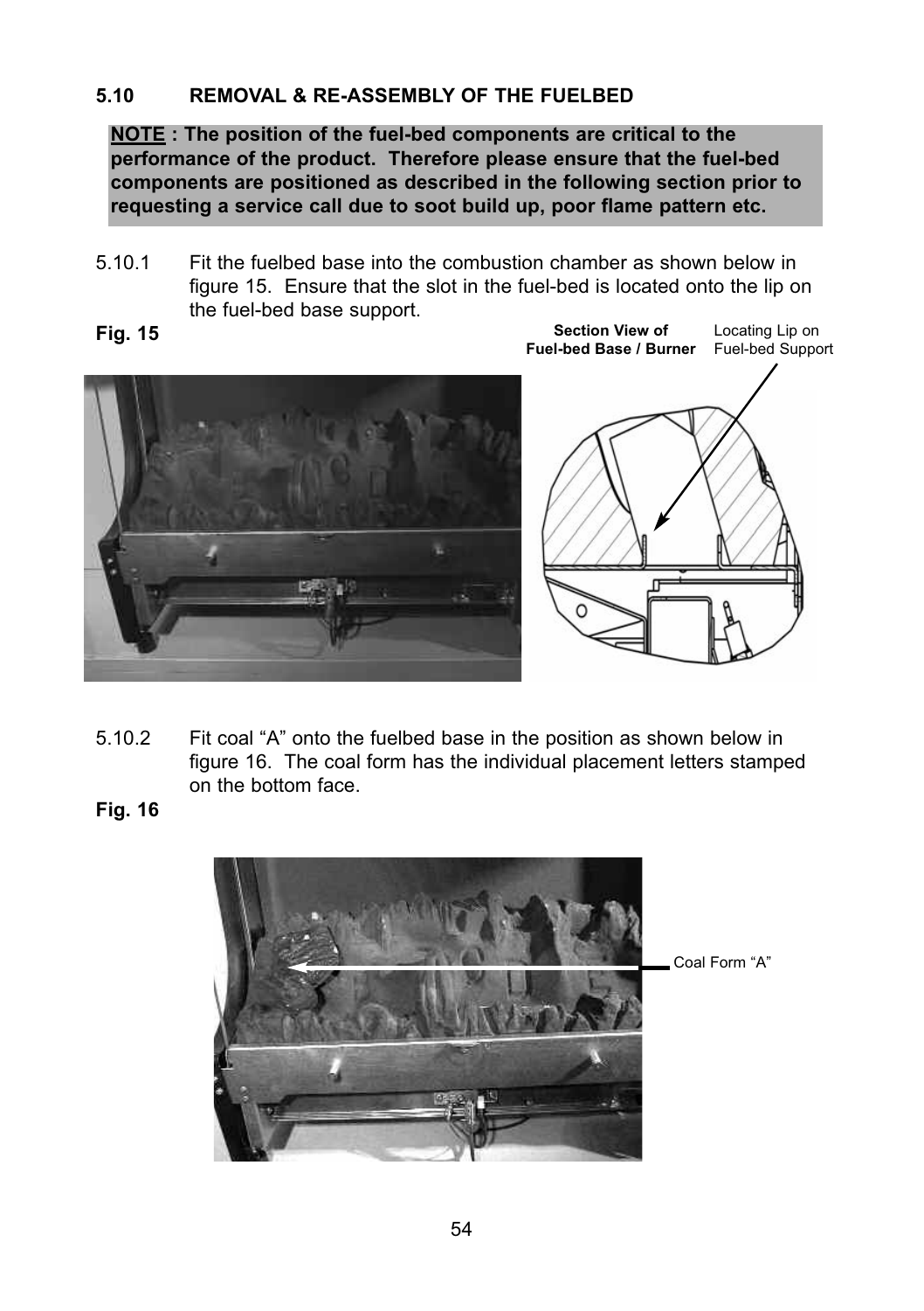### 5.10 REMOVAL & RE-ASSEMBLY OF THE FUELBED

**NOTE : The position of the fuel-bed components are critical to the performance of the product. Therefore please ensure that the fuel-bed components are positioned as described in the following section prior to requesting a service call due to soot build up, poor flame pattern etc.**

5.10.1 Fit the fuelbed base into the combustion chamber as shown below in figure 15. Ensure that the slot in the fuel-bed is located onto the lip on the fuel-bed base support.

**Fig. 15**

**Section View of Fuel-bed Base / Burner**

Locating Lip on Fuel-bed Support

5.10.2 Fit coal "A" onto the fuelbed base in the position as shown below in figure 16. The coal form has the individual placement letters stamped on the bottom face.

**Fig. 16**

Coal Form "A"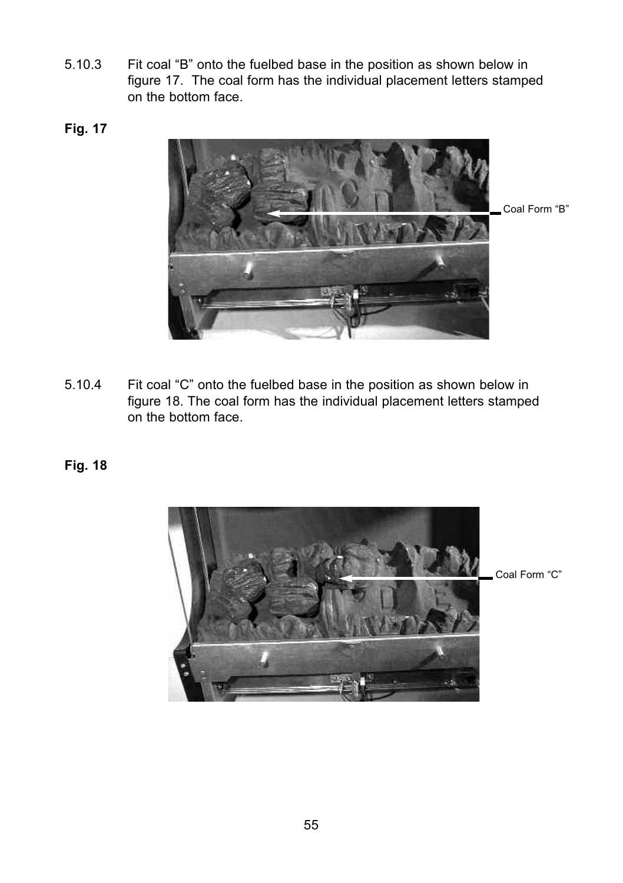5.10.3 Fit coal “B” onto the fuelbed base in the position as shown below in figure 17. The coal form has the individual placement letters stamped on the bottom face.

**Fig. 17**

Coal Form “B”

5.10.4 Fit coal “C” onto the fuelbed base in the position as shown below in figure 18. The coal form has the individual placement letters stamped on the bottom face.

**Fig. 18**

Coal Form “C”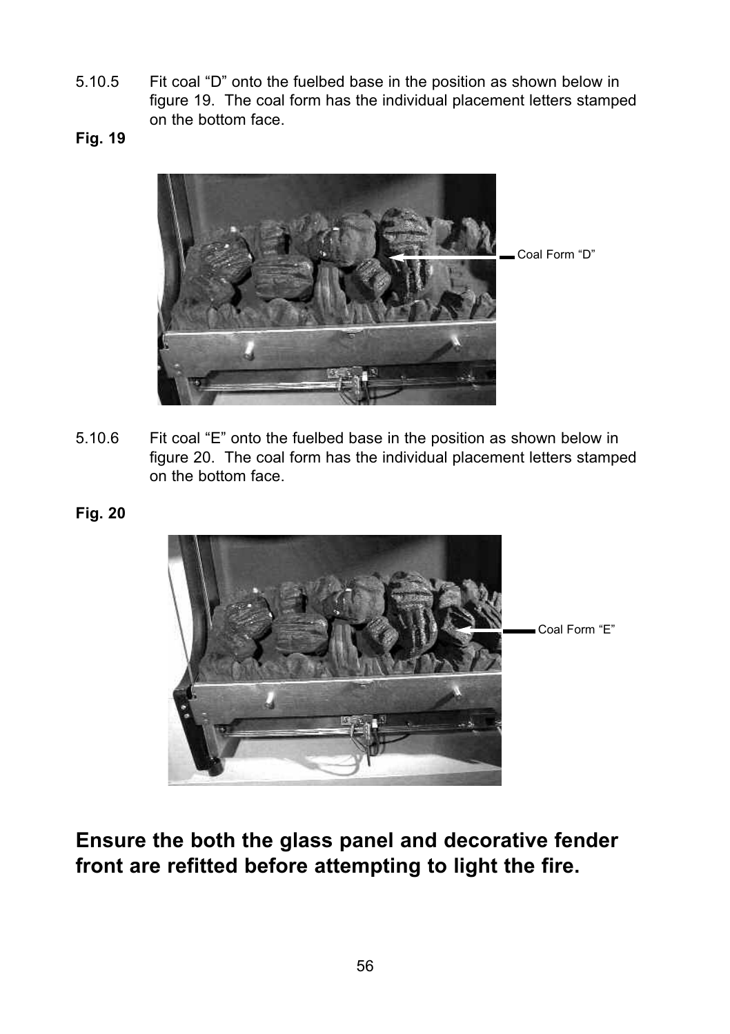5.10.5 Fit coal "D" onto the fuelbed base in the position as shown below in figure 19. The coal form has the individual placement letters stamped on the bottom face.

**Fig. 19**

Coal Form "D"

5.10.6 Fit coal "E" onto the fuelbed base in the position as shown below in figure 20. The coal form has the individual placement letters stamped on the bottom face.

**Fig. 20**

Coal Form "E"

**Ensure the both the glass panel and decorative fender front are refitted before attempting to light the fire.**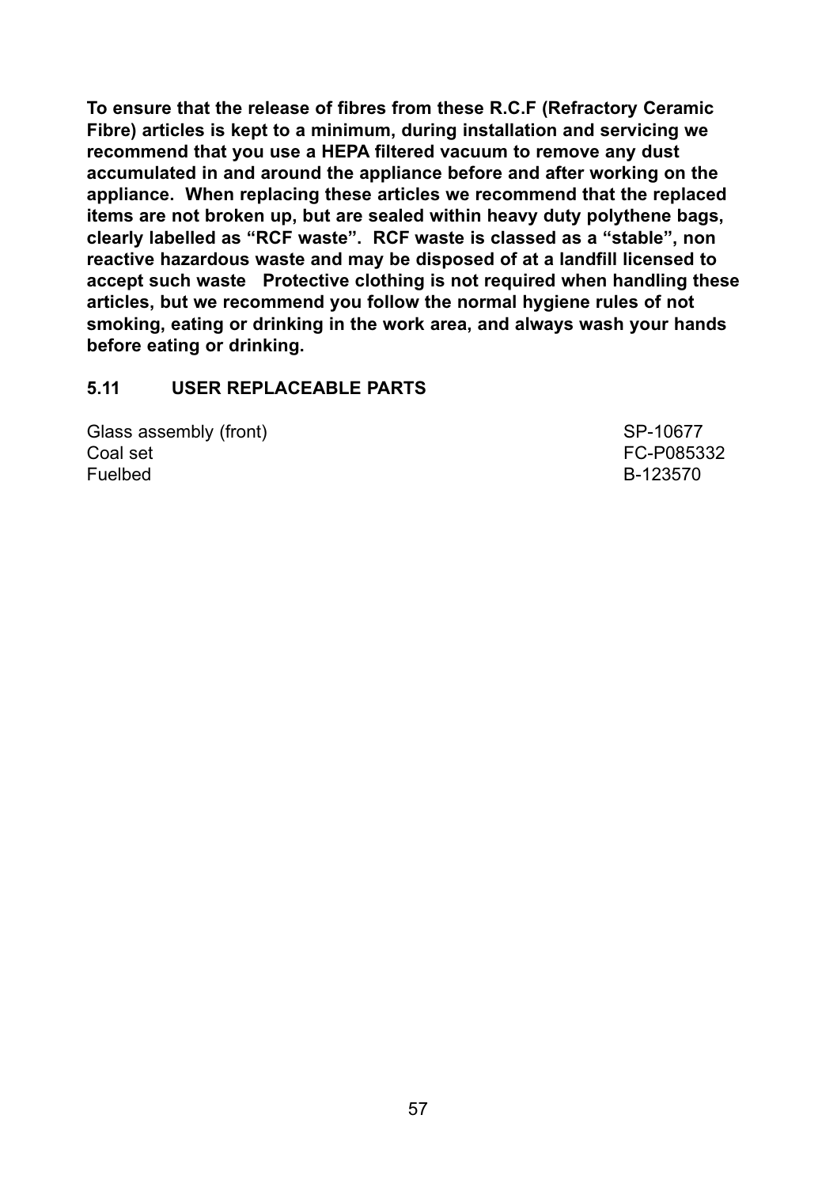**To ensure that the release of fibres from these R.C.F (Refractory Ceramic Fibre) articles is kept to a minimum, during installation and servicing we recommend that you use a HEPA filtered vacuum to remove any dust accumulated in and around the appliance before and after working on the appliance. When replacing these articles we recommend that the replaced items are not broken up, but are sealed within heavy duty polythene bags, clearly labelled as "RCF waste". RCF waste is classed as a "stable", non reactive hazardous waste and may be disposed of at a landfill licensed to accept such waste Protective clothing is not required when handling these articles, but we recommend you follow the normal hygiene rules of not smoking, eating or drinking in the work area, and always wash your hands before eating or drinking.**

## 5.11 USER REPLACEABLE PARTS

| | |
|---|---|
| Glass assembly (front) | SP-10677 |
| Coal set | FC-P085332 |
| Fuelbed | B-123570 |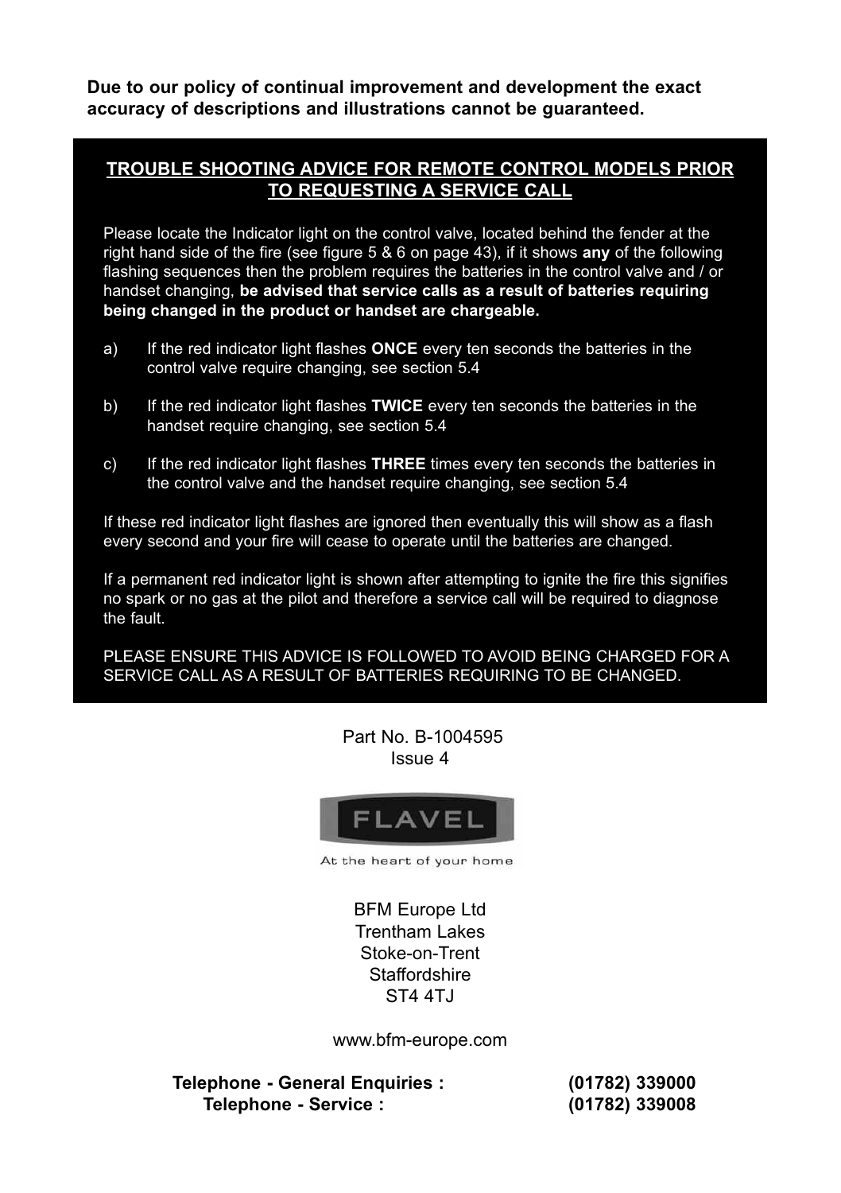**Due to our policy of continual improvement and development the exact accuracy of descriptions and illustrations cannot be guaranteed.**

## TROUBLE SHOOTING ADVICE FOR REMOTE CONTROL MODELS PRIOR TO REQUESTING A SERVICE CALL

Please locate the Indicator light on the control valve, located behind the fender at the right hand side of the fire (see figure 5 & 6 on page 43), if it shows **any** of the following flashing sequences then the problem requires the batteries in the control valve and / or handset changing, **be advised that service calls as a result of batteries requiring being changed in the product or handset are chargeable.**

a) If the red indicator light flashes **ONCE** every ten seconds the batteries in the control valve require changing, see section 5.4

b) If the red indicator light flashes **TWICE** every ten seconds the batteries in the handset require changing, see section 5.4

c) If the red indicator light flashes **THREE** times every ten seconds the batteries in the control valve and the handset require changing, see section 5.4

If these red indicator light flashes are ignored then eventually this will show as a flash every second and your fire will cease to operate until the batteries are changed.

If a permanent red indicator light is shown after attempting to ignite the fire this signifies no spark or no gas at the pilot and therefore a service call will be required to diagnose the fault.

PLEASE ENSURE THIS ADVICE IS FOLLOWED TO AVOID BEING CHARGED FOR A SERVICE CALL AS A RESULT OF BATTERIES REQUIRING TO BE CHANGED.

Part No. B-1004595
Issue 4

FLAVEL
At the heart of your home

BFM Europe Ltd
Trentham Lakes
Stoke-on-Trent
Staffordshire
ST4 4TJ

www.bfm-europe.com

**Telephone - General Enquiries : (01782) 339000**
**Telephone - Service : (01782) 339008**